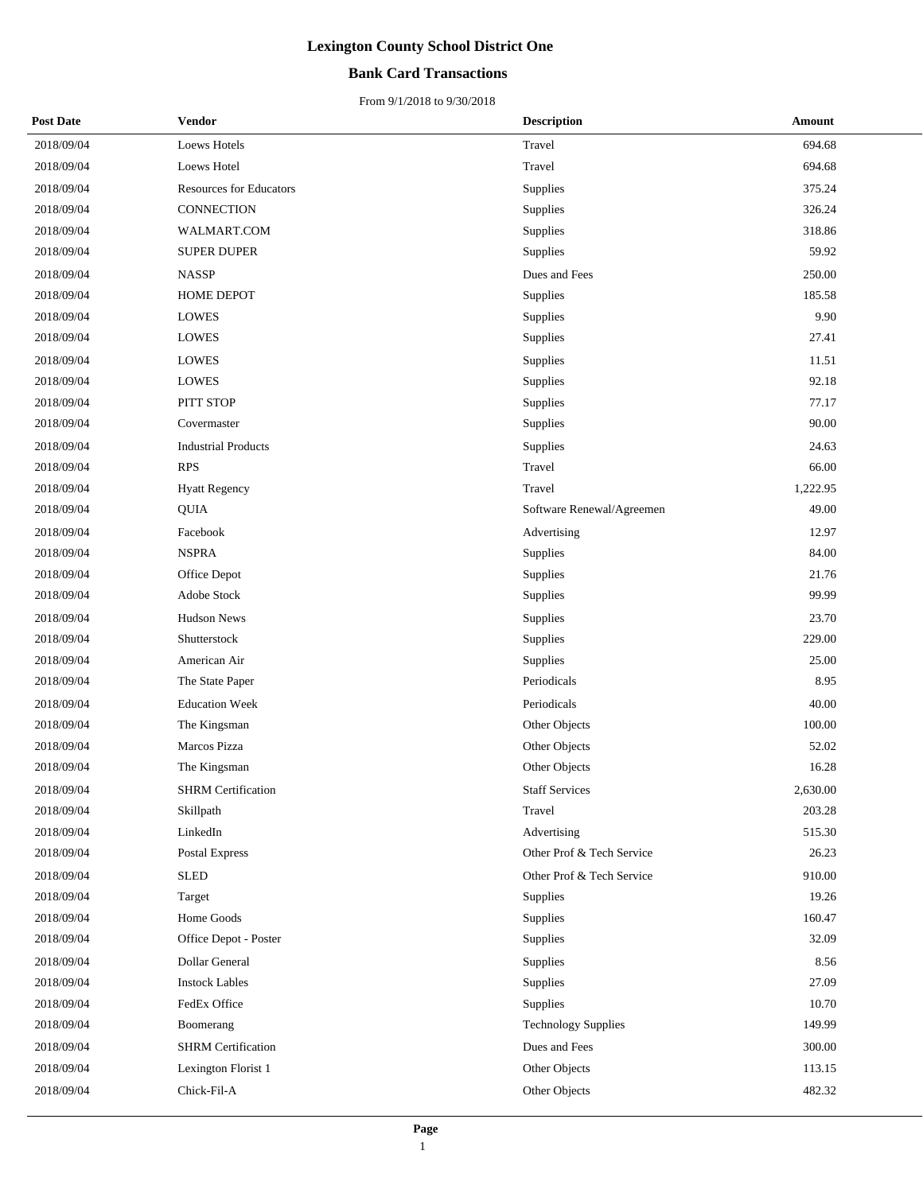# Lexington County School District One

## Bank Card Transactions

From 9/1/2018 to 9/30/2018

| Post Date | Vendor | Description | Amount |
|---|---|---|---|
| 2018/09/04 | Loews Hotels | Travel | 694.68 |
| 2018/09/04 | Loews Hotel | Travel | 694.68 |
| 2018/09/04 | Resources for Educators | Supplies | 375.24 |
| 2018/09/04 | CONNECTION | Supplies | 326.24 |
| 2018/09/04 | WALMART.COM | Supplies | 318.86 |
| 2018/09/04 | SUPER DUPER | Supplies | 59.92 |
| 2018/09/04 | NASSP | Dues and Fees | 250.00 |
| 2018/09/04 | HOME DEPOT | Supplies | 185.58 |
| 2018/09/04 | LOWES | Supplies | 9.90 |
| 2018/09/04 | LOWES | Supplies | 27.41 |
| 2018/09/04 | LOWES | Supplies | 11.51 |
| 2018/09/04 | LOWES | Supplies | 92.18 |
| 2018/09/04 | PITT STOP | Supplies | 77.17 |
| 2018/09/04 | Covermaster | Supplies | 90.00 |
| 2018/09/04 | Industrial Products | Supplies | 24.63 |
| 2018/09/04 | RPS | Travel | 66.00 |
| 2018/09/04 | Hyatt Regency | Travel | 1,222.95 |
| 2018/09/04 | QUIA | Software Renewal/Agreemen | 49.00 |
| 2018/09/04 | Facebook | Advertising | 12.97 |
| 2018/09/04 | NSPRA | Supplies | 84.00 |
| 2018/09/04 | Office Depot | Supplies | 21.76 |
| 2018/09/04 | Adobe Stock | Supplies | 99.99 |
| 2018/09/04 | Hudson News | Supplies | 23.70 |
| 2018/09/04 | Shutterstock | Supplies | 229.00 |
| 2018/09/04 | American Air | Supplies | 25.00 |
| 2018/09/04 | The State Paper | Periodicals | 8.95 |
| 2018/09/04 | Education Week | Periodicals | 40.00 |
| 2018/09/04 | The Kingsman | Other Objects | 100.00 |
| 2018/09/04 | Marcos Pizza | Other Objects | 52.02 |
| 2018/09/04 | The Kingsman | Other Objects | 16.28 |
| 2018/09/04 | SHRM Certification | Staff Services | 2,630.00 |
| 2018/09/04 | Skillpath | Travel | 203.28 |
| 2018/09/04 | LinkedIn | Advertising | 515.30 |
| 2018/09/04 | Postal Express | Other Prof & Tech Service | 26.23 |
| 2018/09/04 | SLED | Other Prof & Tech Service | 910.00 |
| 2018/09/04 | Target | Supplies | 19.26 |
| 2018/09/04 | Home Goods | Supplies | 160.47 |
| 2018/09/04 | Office Depot - Poster | Supplies | 32.09 |
| 2018/09/04 | Dollar General | Supplies | 8.56 |
| 2018/09/04 | Instock Lables | Supplies | 27.09 |
| 2018/09/04 | FedEx Office | Supplies | 10.70 |
| 2018/09/04 | Boomerang | Technology Supplies | 149.99 |
| 2018/09/04 | SHRM Certification | Dues and Fees | 300.00 |
| 2018/09/04 | Lexington Florist 1 | Other Objects | 113.15 |
| 2018/09/04 | Chick-Fil-A | Other Objects | 482.32 |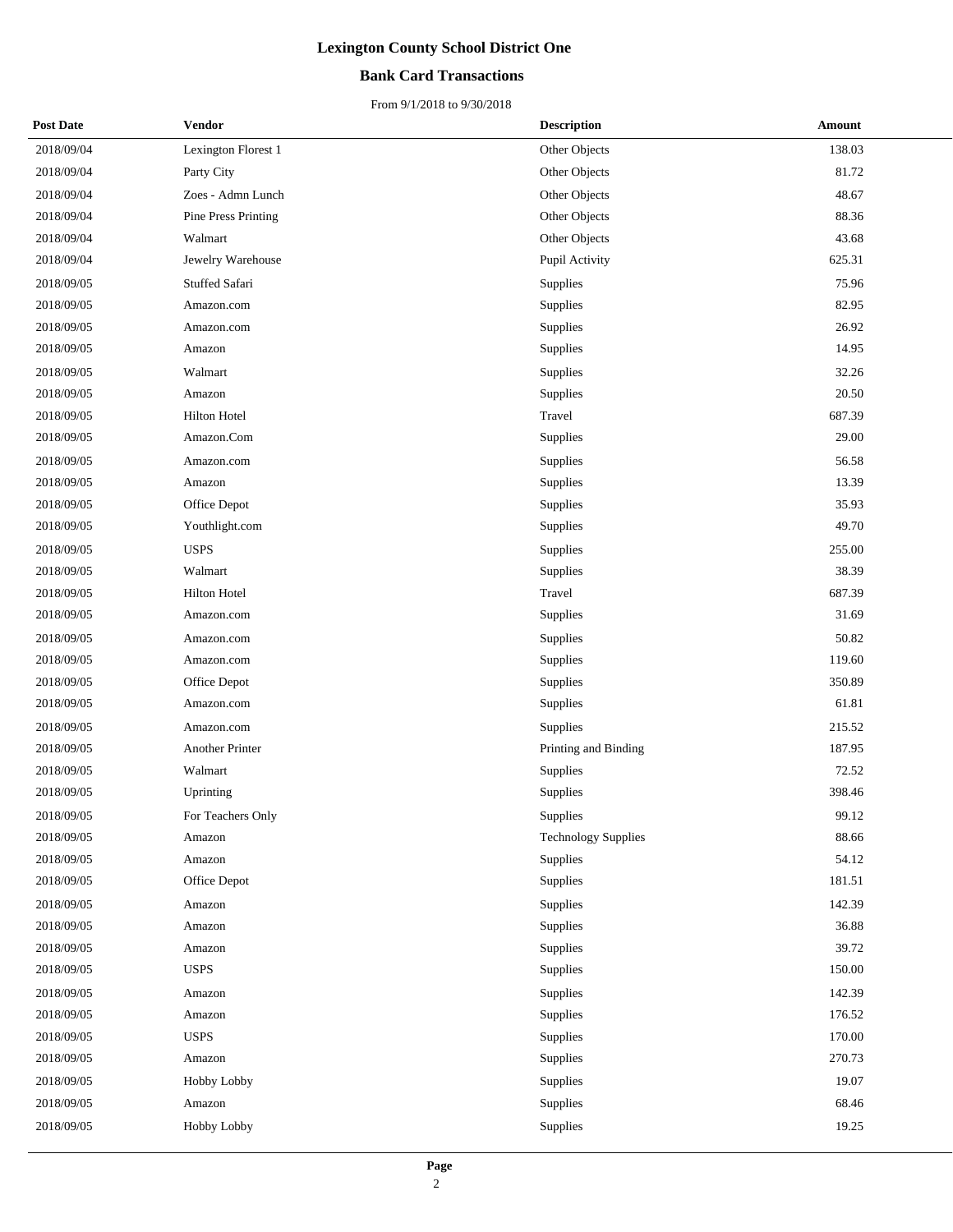# Lexington County School District One

## Bank Card Transactions

From 9/1/2018 to 9/30/2018

| Post Date | Vendor | Description | Amount |
| --- | --- | --- | --- |
| 2018/09/04 | Lexington Florest 1 | Other Objects | 138.03 |
| 2018/09/04 | Party City | Other Objects | 81.72 |
| 2018/09/04 | Zoes - Admn Lunch | Other Objects | 48.67 |
| 2018/09/04 | Pine Press Printing | Other Objects | 88.36 |
| 2018/09/04 | Walmart | Other Objects | 43.68 |
| 2018/09/04 | Jewelry Warehouse | Pupil Activity | 625.31 |
| 2018/09/05 | Stuffed Safari | Supplies | 75.96 |
| 2018/09/05 | Amazon.com | Supplies | 82.95 |
| 2018/09/05 | Amazon.com | Supplies | 26.92 |
| 2018/09/05 | Amazon | Supplies | 14.95 |
| 2018/09/05 | Walmart | Supplies | 32.26 |
| 2018/09/05 | Amazon | Supplies | 20.50 |
| 2018/09/05 | Hilton Hotel | Travel | 687.39 |
| 2018/09/05 | Amazon.Com | Supplies | 29.00 |
| 2018/09/05 | Amazon.com | Supplies | 56.58 |
| 2018/09/05 | Amazon | Supplies | 13.39 |
| 2018/09/05 | Office Depot | Supplies | 35.93 |
| 2018/09/05 | Youthlight.com | Supplies | 49.70 |
| 2018/09/05 | USPS | Supplies | 255.00 |
| 2018/09/05 | Walmart | Supplies | 38.39 |
| 2018/09/05 | Hilton Hotel | Travel | 687.39 |
| 2018/09/05 | Amazon.com | Supplies | 31.69 |
| 2018/09/05 | Amazon.com | Supplies | 50.82 |
| 2018/09/05 | Amazon.com | Supplies | 119.60 |
| 2018/09/05 | Office Depot | Supplies | 350.89 |
| 2018/09/05 | Amazon.com | Supplies | 61.81 |
| 2018/09/05 | Amazon.com | Supplies | 215.52 |
| 2018/09/05 | Another Printer | Printing and Binding | 187.95 |
| 2018/09/05 | Walmart | Supplies | 72.52 |
| 2018/09/05 | Uprinting | Supplies | 398.46 |
| 2018/09/05 | For Teachers Only | Supplies | 99.12 |
| 2018/09/05 | Amazon | Technology Supplies | 88.66 |
| 2018/09/05 | Amazon | Supplies | 54.12 |
| 2018/09/05 | Office Depot | Supplies | 181.51 |
| 2018/09/05 | Amazon | Supplies | 142.39 |
| 2018/09/05 | Amazon | Supplies | 36.88 |
| 2018/09/05 | Amazon | Supplies | 39.72 |
| 2018/09/05 | USPS | Supplies | 150.00 |
| 2018/09/05 | Amazon | Supplies | 142.39 |
| 2018/09/05 | Amazon | Supplies | 176.52 |
| 2018/09/05 | USPS | Supplies | 170.00 |
| 2018/09/05 | Amazon | Supplies | 270.73 |
| 2018/09/05 | Hobby Lobby | Supplies | 19.07 |
| 2018/09/05 | Amazon | Supplies | 68.46 |
| 2018/09/05 | Hobby Lobby | Supplies | 19.25 |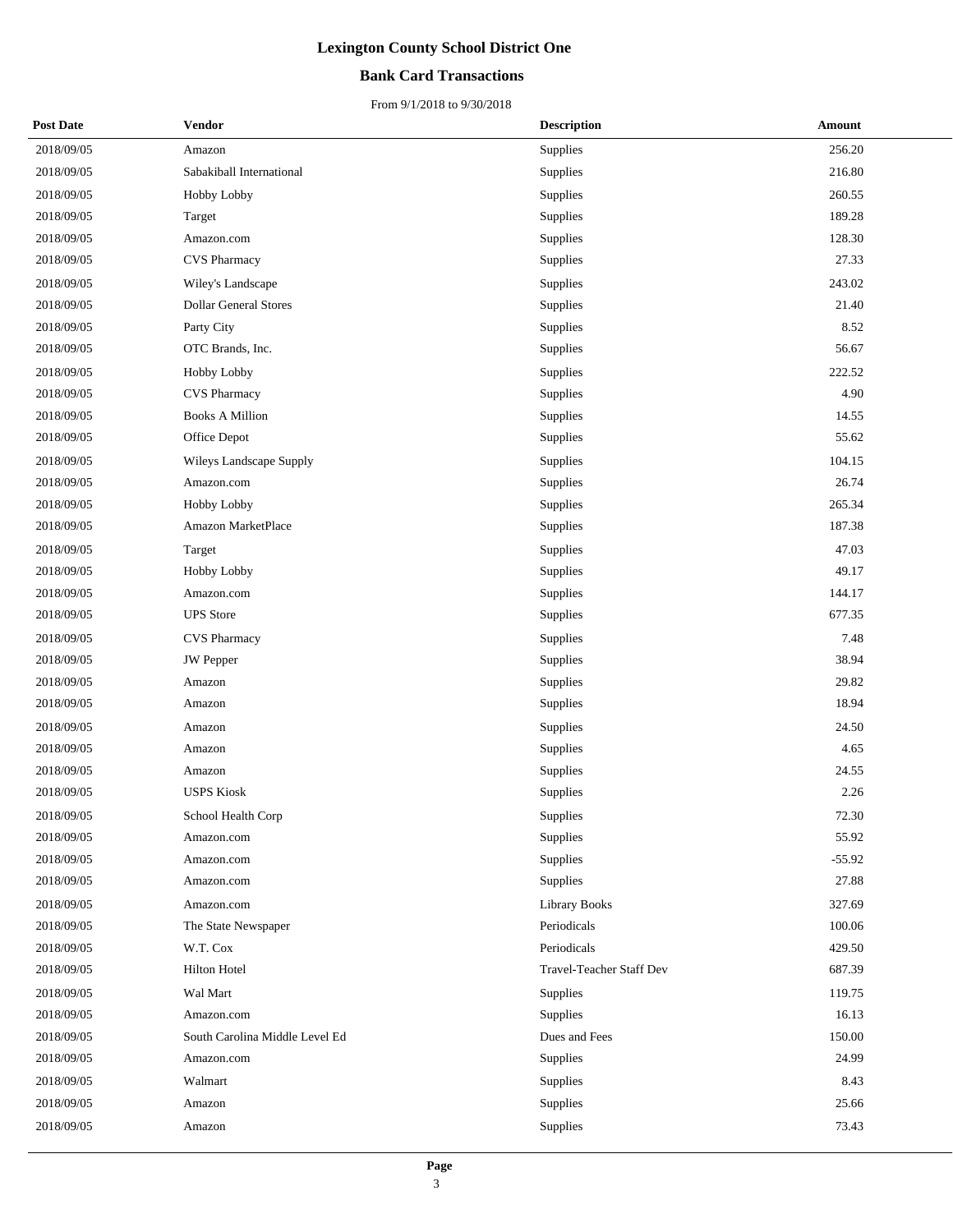# Lexington County School District One

## Bank Card Transactions

From 9/1/2018 to 9/30/2018

| Post Date | Vendor | Description | Amount |
|---|---|---|---|
| 2018/09/05 | Amazon | Supplies | 256.20 |
| 2018/09/05 | Sabakiball International | Supplies | 216.80 |
| 2018/09/05 | Hobby Lobby | Supplies | 260.55 |
| 2018/09/05 | Target | Supplies | 189.28 |
| 2018/09/05 | Amazon.com | Supplies | 128.30 |
| 2018/09/05 | CVS Pharmacy | Supplies | 27.33 |
| 2018/09/05 | Wiley's Landscape | Supplies | 243.02 |
| 2018/09/05 | Dollar General Stores | Supplies | 21.40 |
| 2018/09/05 | Party City | Supplies | 8.52 |
| 2018/09/05 | OTC Brands, Inc. | Supplies | 56.67 |
| 2018/09/05 | Hobby Lobby | Supplies | 222.52 |
| 2018/09/05 | CVS Pharmacy | Supplies | 4.90 |
| 2018/09/05 | Books A Million | Supplies | 14.55 |
| 2018/09/05 | Office Depot | Supplies | 55.62 |
| 2018/09/05 | Wileys Landscape Supply | Supplies | 104.15 |
| 2018/09/05 | Amazon.com | Supplies | 26.74 |
| 2018/09/05 | Hobby Lobby | Supplies | 265.34 |
| 2018/09/05 | Amazon MarketPlace | Supplies | 187.38 |
| 2018/09/05 | Target | Supplies | 47.03 |
| 2018/09/05 | Hobby Lobby | Supplies | 49.17 |
| 2018/09/05 | Amazon.com | Supplies | 144.17 |
| 2018/09/05 | UPS Store | Supplies | 677.35 |
| 2018/09/05 | CVS Pharmacy | Supplies | 7.48 |
| 2018/09/05 | JW Pepper | Supplies | 38.94 |
| 2018/09/05 | Amazon | Supplies | 29.82 |
| 2018/09/05 | Amazon | Supplies | 18.94 |
| 2018/09/05 | Amazon | Supplies | 24.50 |
| 2018/09/05 | Amazon | Supplies | 4.65 |
| 2018/09/05 | Amazon | Supplies | 24.55 |
| 2018/09/05 | USPS Kiosk | Supplies | 2.26 |
| 2018/09/05 | School Health Corp | Supplies | 72.30 |
| 2018/09/05 | Amazon.com | Supplies | 55.92 |
| 2018/09/05 | Amazon.com | Supplies | -55.92 |
| 2018/09/05 | Amazon.com | Supplies | 27.88 |
| 2018/09/05 | Amazon.com | Library Books | 327.69 |
| 2018/09/05 | The State Newspaper | Periodicals | 100.06 |
| 2018/09/05 | W.T. Cox | Periodicals | 429.50 |
| 2018/09/05 | Hilton Hotel | Travel-Teacher Staff Dev | 687.39 |
| 2018/09/05 | Wal Mart | Supplies | 119.75 |
| 2018/09/05 | Amazon.com | Supplies | 16.13 |
| 2018/09/05 | South Carolina Middle Level Ed | Dues and Fees | 150.00 |
| 2018/09/05 | Amazon.com | Supplies | 24.99 |
| 2018/09/05 | Walmart | Supplies | 8.43 |
| 2018/09/05 | Amazon | Supplies | 25.66 |
| 2018/09/05 | Amazon | Supplies | 73.43 |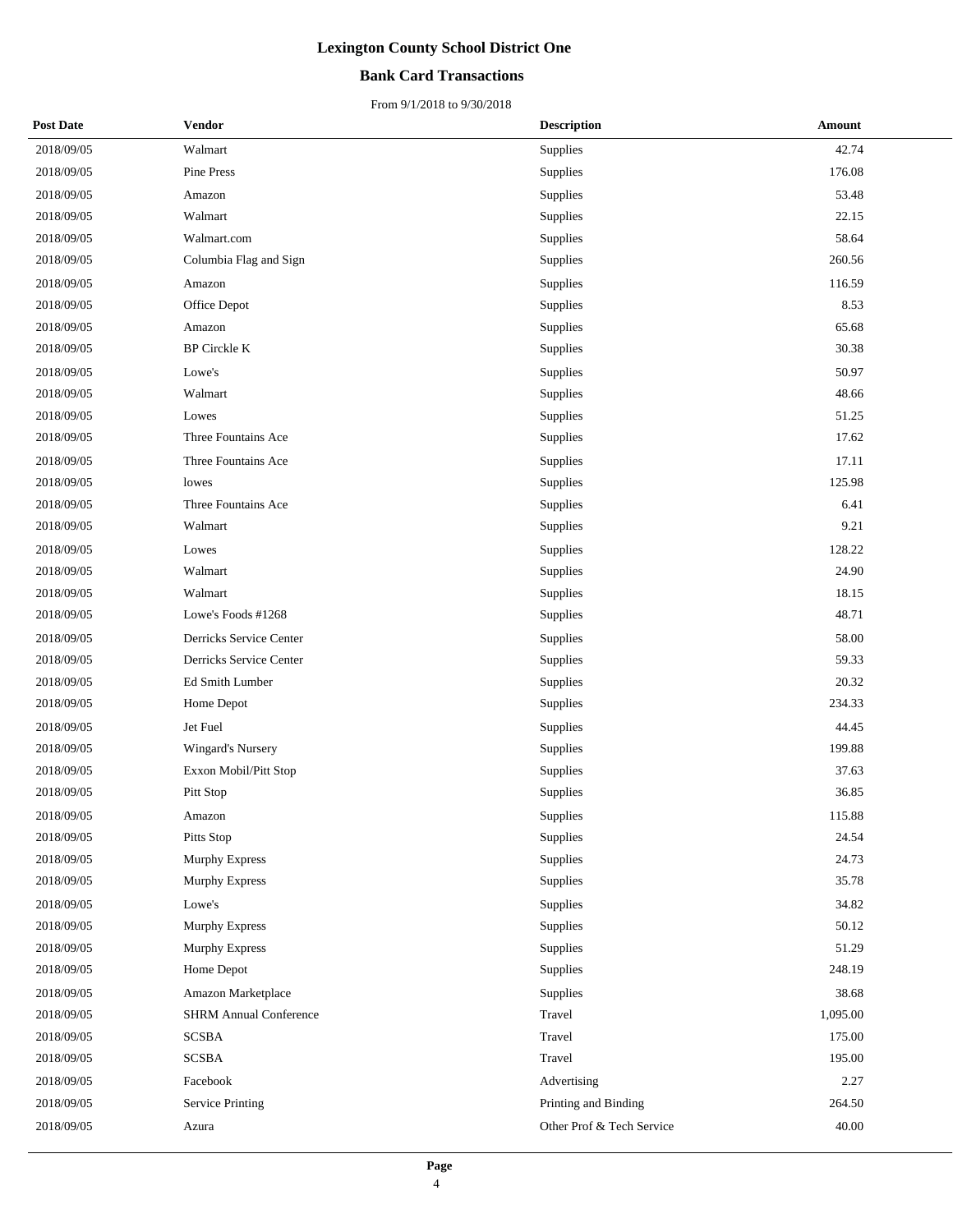# Lexington County School District One

## Bank Card Transactions

From 9/1/2018 to 9/30/2018

| Post Date | Vendor | Description | Amount |
|---|---|---|---|
| 2018/09/05 | Walmart | Supplies | 42.74 |
| 2018/09/05 | Pine Press | Supplies | 176.08 |
| 2018/09/05 | Amazon | Supplies | 53.48 |
| 2018/09/05 | Walmart | Supplies | 22.15 |
| 2018/09/05 | Walmart.com | Supplies | 58.64 |
| 2018/09/05 | Columbia Flag and Sign | Supplies | 260.56 |
| 2018/09/05 | Amazon | Supplies | 116.59 |
| 2018/09/05 | Office Depot | Supplies | 8.53 |
| 2018/09/05 | Amazon | Supplies | 65.68 |
| 2018/09/05 | BP Circkle K | Supplies | 30.38 |
| 2018/09/05 | Lowe's | Supplies | 50.97 |
| 2018/09/05 | Walmart | Supplies | 48.66 |
| 2018/09/05 | Lowes | Supplies | 51.25 |
| 2018/09/05 | Three Fountains Ace | Supplies | 17.62 |
| 2018/09/05 | Three Fountains Ace | Supplies | 17.11 |
| 2018/09/05 | lowes | Supplies | 125.98 |
| 2018/09/05 | Three Fountains Ace | Supplies | 6.41 |
| 2018/09/05 | Walmart | Supplies | 9.21 |
| 2018/09/05 | Lowes | Supplies | 128.22 |
| 2018/09/05 | Walmart | Supplies | 24.90 |
| 2018/09/05 | Walmart | Supplies | 18.15 |
| 2018/09/05 | Lowe's Foods #1268 | Supplies | 48.71 |
| 2018/09/05 | Derricks Service Center | Supplies | 58.00 |
| 2018/09/05 | Derricks Service Center | Supplies | 59.33 |
| 2018/09/05 | Ed Smith Lumber | Supplies | 20.32 |
| 2018/09/05 | Home Depot | Supplies | 234.33 |
| 2018/09/05 | Jet Fuel | Supplies | 44.45 |
| 2018/09/05 | Wingard's Nursery | Supplies | 199.88 |
| 2018/09/05 | Exxon Mobil/Pitt Stop | Supplies | 37.63 |
| 2018/09/05 | Pitt Stop | Supplies | 36.85 |
| 2018/09/05 | Amazon | Supplies | 115.88 |
| 2018/09/05 | Pitts Stop | Supplies | 24.54 |
| 2018/09/05 | Murphy Express | Supplies | 24.73 |
| 2018/09/05 | Murphy Express | Supplies | 35.78 |
| 2018/09/05 | Lowe's | Supplies | 34.82 |
| 2018/09/05 | Murphy Express | Supplies | 50.12 |
| 2018/09/05 | Murphy Express | Supplies | 51.29 |
| 2018/09/05 | Home Depot | Supplies | 248.19 |
| 2018/09/05 | Amazon Marketplace | Supplies | 38.68 |
| 2018/09/05 | SHRM Annual Conference | Travel | 1,095.00 |
| 2018/09/05 | SCSBA | Travel | 175.00 |
| 2018/09/05 | SCSBA | Travel | 195.00 |
| 2018/09/05 | Facebook | Advertising | 2.27 |
| 2018/09/05 | Service Printing | Printing and Binding | 264.50 |
| 2018/09/05 | Azura | Other Prof & Tech Service | 40.00 |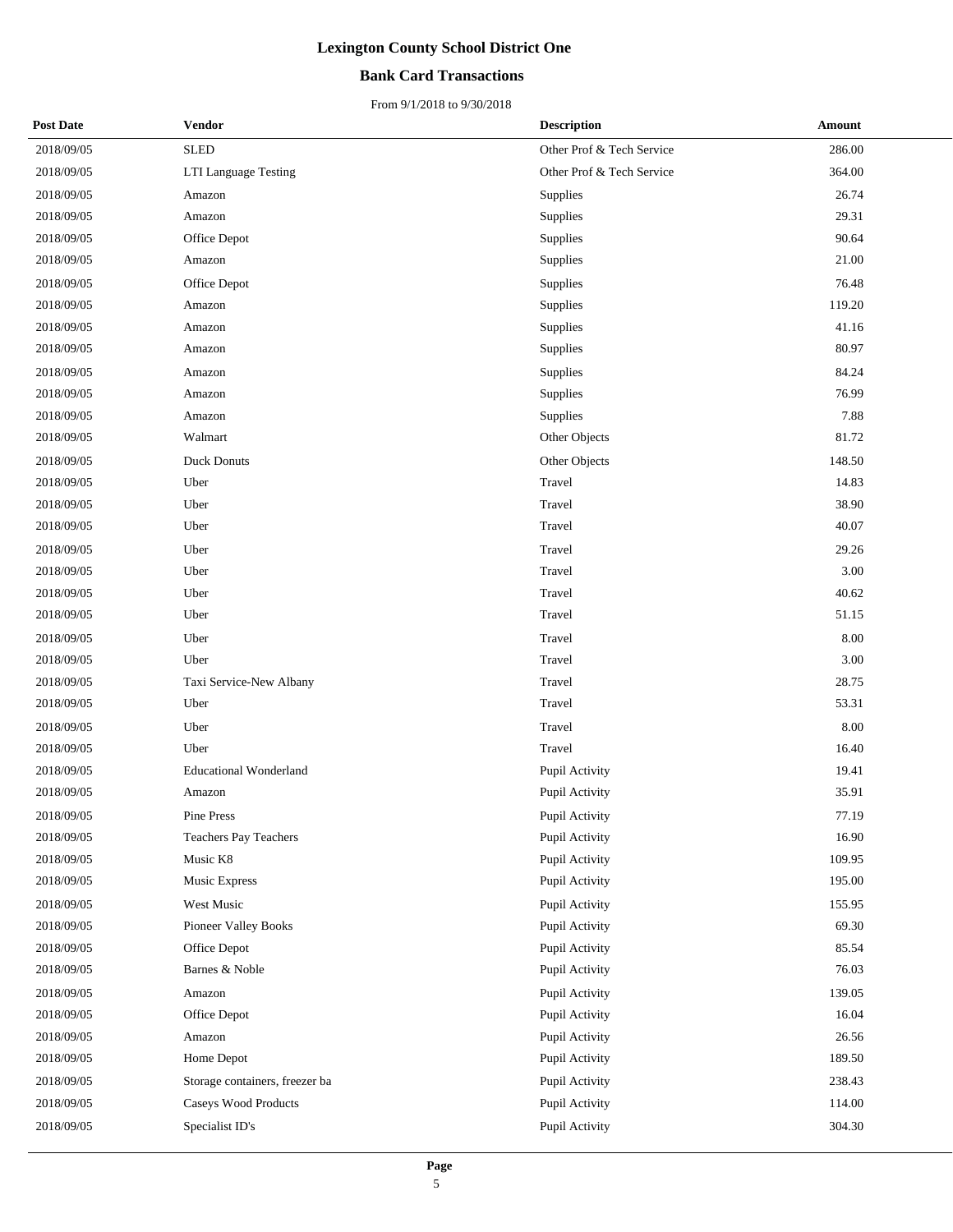# Lexington County School District One

## Bank Card Transactions

From 9/1/2018 to 9/30/2018

| Post Date | Vendor | Description | Amount |
|---|---|---|---|
| 2018/09/05 | SLED | Other Prof & Tech Service | 286.00 |
| 2018/09/05 | LTI Language Testing | Other Prof & Tech Service | 364.00 |
| 2018/09/05 | Amazon | Supplies | 26.74 |
| 2018/09/05 | Amazon | Supplies | 29.31 |
| 2018/09/05 | Office Depot | Supplies | 90.64 |
| 2018/09/05 | Amazon | Supplies | 21.00 |
| 2018/09/05 | Office Depot | Supplies | 76.48 |
| 2018/09/05 | Amazon | Supplies | 119.20 |
| 2018/09/05 | Amazon | Supplies | 41.16 |
| 2018/09/05 | Amazon | Supplies | 80.97 |
| 2018/09/05 | Amazon | Supplies | 84.24 |
| 2018/09/05 | Amazon | Supplies | 76.99 |
| 2018/09/05 | Amazon | Supplies | 7.88 |
| 2018/09/05 | Walmart | Other Objects | 81.72 |
| 2018/09/05 | Duck Donuts | Other Objects | 148.50 |
| 2018/09/05 | Uber | Travel | 14.83 |
| 2018/09/05 | Uber | Travel | 38.90 |
| 2018/09/05 | Uber | Travel | 40.07 |
| 2018/09/05 | Uber | Travel | 29.26 |
| 2018/09/05 | Uber | Travel | 3.00 |
| 2018/09/05 | Uber | Travel | 40.62 |
| 2018/09/05 | Uber | Travel | 51.15 |
| 2018/09/05 | Uber | Travel | 8.00 |
| 2018/09/05 | Uber | Travel | 3.00 |
| 2018/09/05 | Taxi Service-New Albany | Travel | 28.75 |
| 2018/09/05 | Uber | Travel | 53.31 |
| 2018/09/05 | Uber | Travel | 8.00 |
| 2018/09/05 | Uber | Travel | 16.40 |
| 2018/09/05 | Educational Wonderland | Pupil Activity | 19.41 |
| 2018/09/05 | Amazon | Pupil Activity | 35.91 |
| 2018/09/05 | Pine Press | Pupil Activity | 77.19 |
| 2018/09/05 | Teachers Pay Teachers | Pupil Activity | 16.90 |
| 2018/09/05 | Music K8 | Pupil Activity | 109.95 |
| 2018/09/05 | Music Express | Pupil Activity | 195.00 |
| 2018/09/05 | West Music | Pupil Activity | 155.95 |
| 2018/09/05 | Pioneer Valley Books | Pupil Activity | 69.30 |
| 2018/09/05 | Office Depot | Pupil Activity | 85.54 |
| 2018/09/05 | Barnes & Noble | Pupil Activity | 76.03 |
| 2018/09/05 | Amazon | Pupil Activity | 139.05 |
| 2018/09/05 | Office Depot | Pupil Activity | 16.04 |
| 2018/09/05 | Amazon | Pupil Activity | 26.56 |
| 2018/09/05 | Home Depot | Pupil Activity | 189.50 |
| 2018/09/05 | Storage containers, freezer ba | Pupil Activity | 238.43 |
| 2018/09/05 | Caseys Wood Products | Pupil Activity | 114.00 |
| 2018/09/05 | Specialist ID's | Pupil Activity | 304.30 |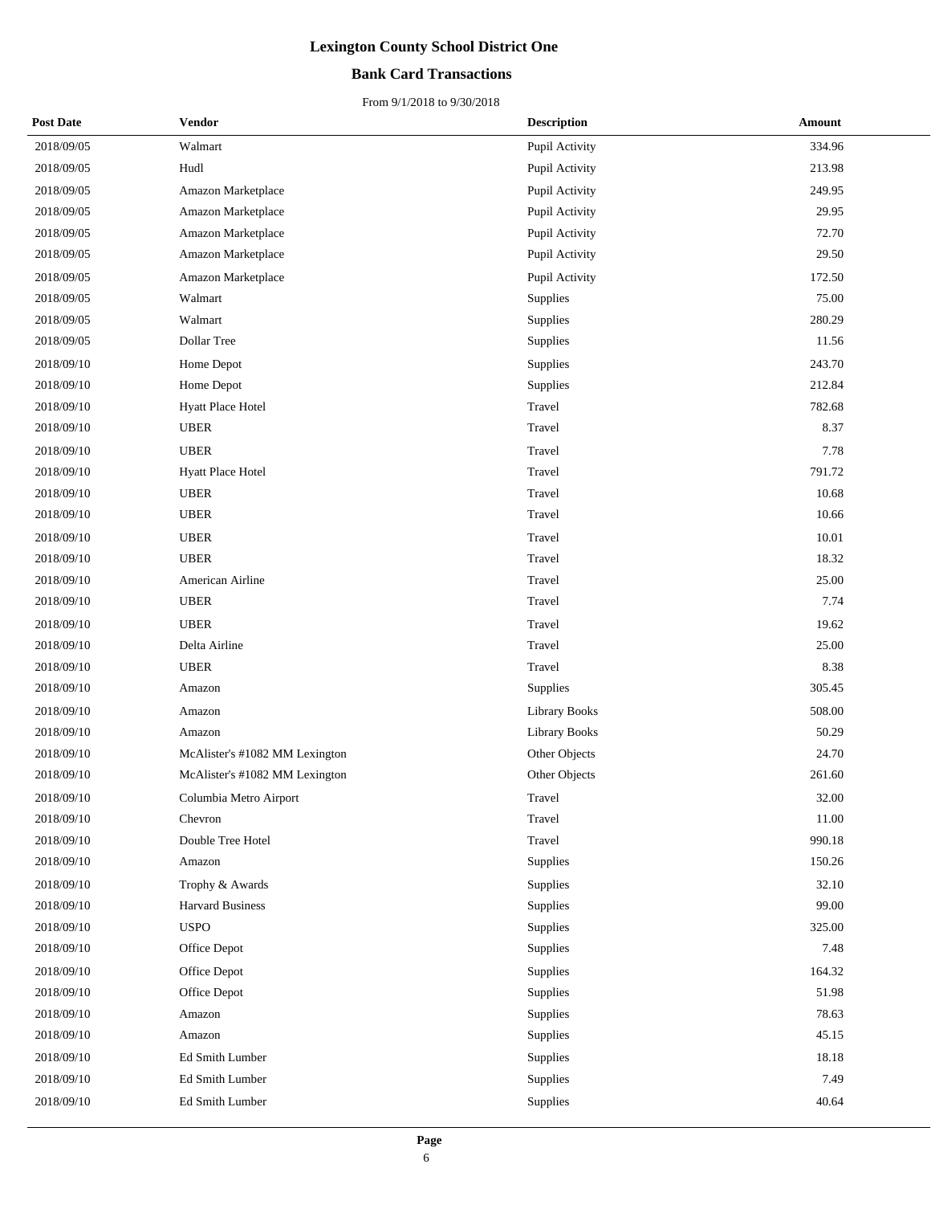# Lexington County School District One

## Bank Card Transactions

From 9/1/2018 to 9/30/2018

| Post Date | Vendor | Description | Amount |
|---|---|---|---|
| 2018/09/05 | Walmart | Pupil Activity | 334.96 |
| 2018/09/05 | Hudl | Pupil Activity | 213.98 |
| 2018/09/05 | Amazon Marketplace | Pupil Activity | 249.95 |
| 2018/09/05 | Amazon Marketplace | Pupil Activity | 29.95 |
| 2018/09/05 | Amazon Marketplace | Pupil Activity | 72.70 |
| 2018/09/05 | Amazon Marketplace | Pupil Activity | 29.50 |
| 2018/09/05 | Amazon Marketplace | Pupil Activity | 172.50 |
| 2018/09/05 | Walmart | Supplies | 75.00 |
| 2018/09/05 | Walmart | Supplies | 280.29 |
| 2018/09/05 | Dollar Tree | Supplies | 11.56 |
| 2018/09/10 | Home Depot | Supplies | 243.70 |
| 2018/09/10 | Home Depot | Supplies | 212.84 |
| 2018/09/10 | Hyatt Place Hotel | Travel | 782.68 |
| 2018/09/10 | UBER | Travel | 8.37 |
| 2018/09/10 | UBER | Travel | 7.78 |
| 2018/09/10 | Hyatt Place Hotel | Travel | 791.72 |
| 2018/09/10 | UBER | Travel | 10.68 |
| 2018/09/10 | UBER | Travel | 10.66 |
| 2018/09/10 | UBER | Travel | 10.01 |
| 2018/09/10 | UBER | Travel | 18.32 |
| 2018/09/10 | American Airline | Travel | 25.00 |
| 2018/09/10 | UBER | Travel | 7.74 |
| 2018/09/10 | UBER | Travel | 19.62 |
| 2018/09/10 | Delta Airline | Travel | 25.00 |
| 2018/09/10 | UBER | Travel | 8.38 |
| 2018/09/10 | Amazon | Supplies | 305.45 |
| 2018/09/10 | Amazon | Library Books | 508.00 |
| 2018/09/10 | Amazon | Library Books | 50.29 |
| 2018/09/10 | McAlister's #1082 MM Lexington | Other Objects | 24.70 |
| 2018/09/10 | McAlister's #1082 MM Lexington | Other Objects | 261.60 |
| 2018/09/10 | Columbia Metro Airport | Travel | 32.00 |
| 2018/09/10 | Chevron | Travel | 11.00 |
| 2018/09/10 | Double Tree Hotel | Travel | 990.18 |
| 2018/09/10 | Amazon | Supplies | 150.26 |
| 2018/09/10 | Trophy & Awards | Supplies | 32.10 |
| 2018/09/10 | Harvard Business | Supplies | 99.00 |
| 2018/09/10 | USPO | Supplies | 325.00 |
| 2018/09/10 | Office Depot | Supplies | 7.48 |
| 2018/09/10 | Office Depot | Supplies | 164.32 |
| 2018/09/10 | Office Depot | Supplies | 51.98 |
| 2018/09/10 | Amazon | Supplies | 78.63 |
| 2018/09/10 | Amazon | Supplies | 45.15 |
| 2018/09/10 | Ed Smith Lumber | Supplies | 18.18 |
| 2018/09/10 | Ed Smith Lumber | Supplies | 7.49 |
| 2018/09/10 | Ed Smith Lumber | Supplies | 40.64 |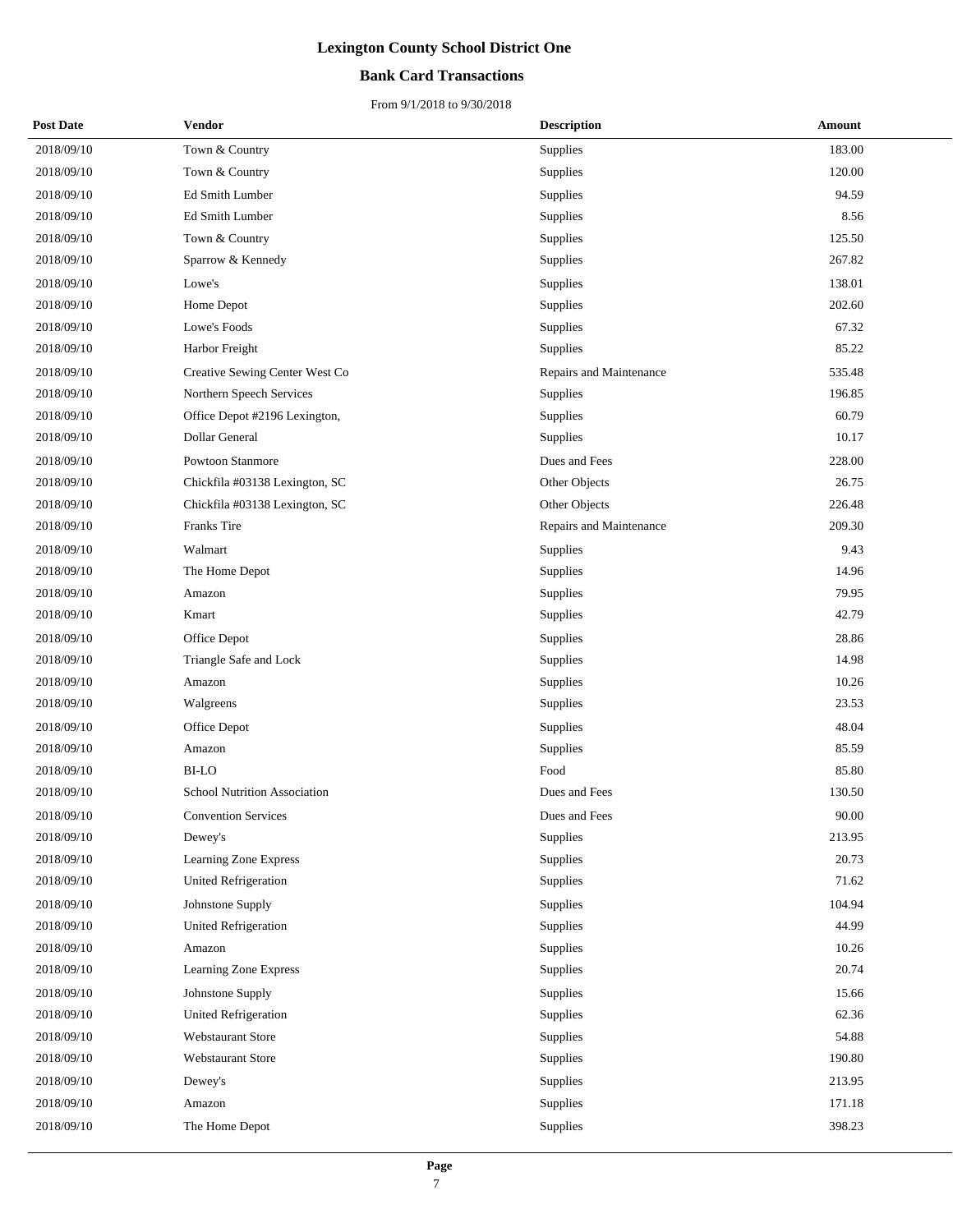# Lexington County School District One

## Bank Card Transactions

From 9/1/2018 to 9/30/2018

| Post Date | Vendor | Description | Amount |
|---|---|---|---|
| 2018/09/10 | Town & Country | Supplies | 183.00 |
| 2018/09/10 | Town & Country | Supplies | 120.00 |
| 2018/09/10 | Ed Smith Lumber | Supplies | 94.59 |
| 2018/09/10 | Ed Smith Lumber | Supplies | 8.56 |
| 2018/09/10 | Town & Country | Supplies | 125.50 |
| 2018/09/10 | Sparrow & Kennedy | Supplies | 267.82 |
| 2018/09/10 | Lowe's | Supplies | 138.01 |
| 2018/09/10 | Home Depot | Supplies | 202.60 |
| 2018/09/10 | Lowe's Foods | Supplies | 67.32 |
| 2018/09/10 | Harbor Freight | Supplies | 85.22 |
| 2018/09/10 | Creative Sewing Center West Co | Repairs and Maintenance | 535.48 |
| 2018/09/10 | Northern Speech Services | Supplies | 196.85 |
| 2018/09/10 | Office Depot #2196 Lexington, | Supplies | 60.79 |
| 2018/09/10 | Dollar General | Supplies | 10.17 |
| 2018/09/10 | Powtoon Stanmore | Dues and Fees | 228.00 |
| 2018/09/10 | Chickfila #03138 Lexington, SC | Other Objects | 26.75 |
| 2018/09/10 | Chickfila #03138 Lexington, SC | Other Objects | 226.48 |
| 2018/09/10 | Franks Tire | Repairs and Maintenance | 209.30 |
| 2018/09/10 | Walmart | Supplies | 9.43 |
| 2018/09/10 | The Home Depot | Supplies | 14.96 |
| 2018/09/10 | Amazon | Supplies | 79.95 |
| 2018/09/10 | Kmart | Supplies | 42.79 |
| 2018/09/10 | Office Depot | Supplies | 28.86 |
| 2018/09/10 | Triangle Safe and Lock | Supplies | 14.98 |
| 2018/09/10 | Amazon | Supplies | 10.26 |
| 2018/09/10 | Walgreens | Supplies | 23.53 |
| 2018/09/10 | Office Depot | Supplies | 48.04 |
| 2018/09/10 | Amazon | Supplies | 85.59 |
| 2018/09/10 | BI-LO | Food | 85.80 |
| 2018/09/10 | School Nutrition Association | Dues and Fees | 130.50 |
| 2018/09/10 | Convention Services | Dues and Fees | 90.00 |
| 2018/09/10 | Dewey's | Supplies | 213.95 |
| 2018/09/10 | Learning Zone Express | Supplies | 20.73 |
| 2018/09/10 | United Refrigeration | Supplies | 71.62 |
| 2018/09/10 | Johnstone Supply | Supplies | 104.94 |
| 2018/09/10 | United Refrigeration | Supplies | 44.99 |
| 2018/09/10 | Amazon | Supplies | 10.26 |
| 2018/09/10 | Learning Zone Express | Supplies | 20.74 |
| 2018/09/10 | Johnstone Supply | Supplies | 15.66 |
| 2018/09/10 | United Refrigeration | Supplies | 62.36 |
| 2018/09/10 | Webstaurant Store | Supplies | 54.88 |
| 2018/09/10 | Webstaurant Store | Supplies | 190.80 |
| 2018/09/10 | Dewey's | Supplies | 213.95 |
| 2018/09/10 | Amazon | Supplies | 171.18 |
| 2018/09/10 | The Home Depot | Supplies | 398.23 |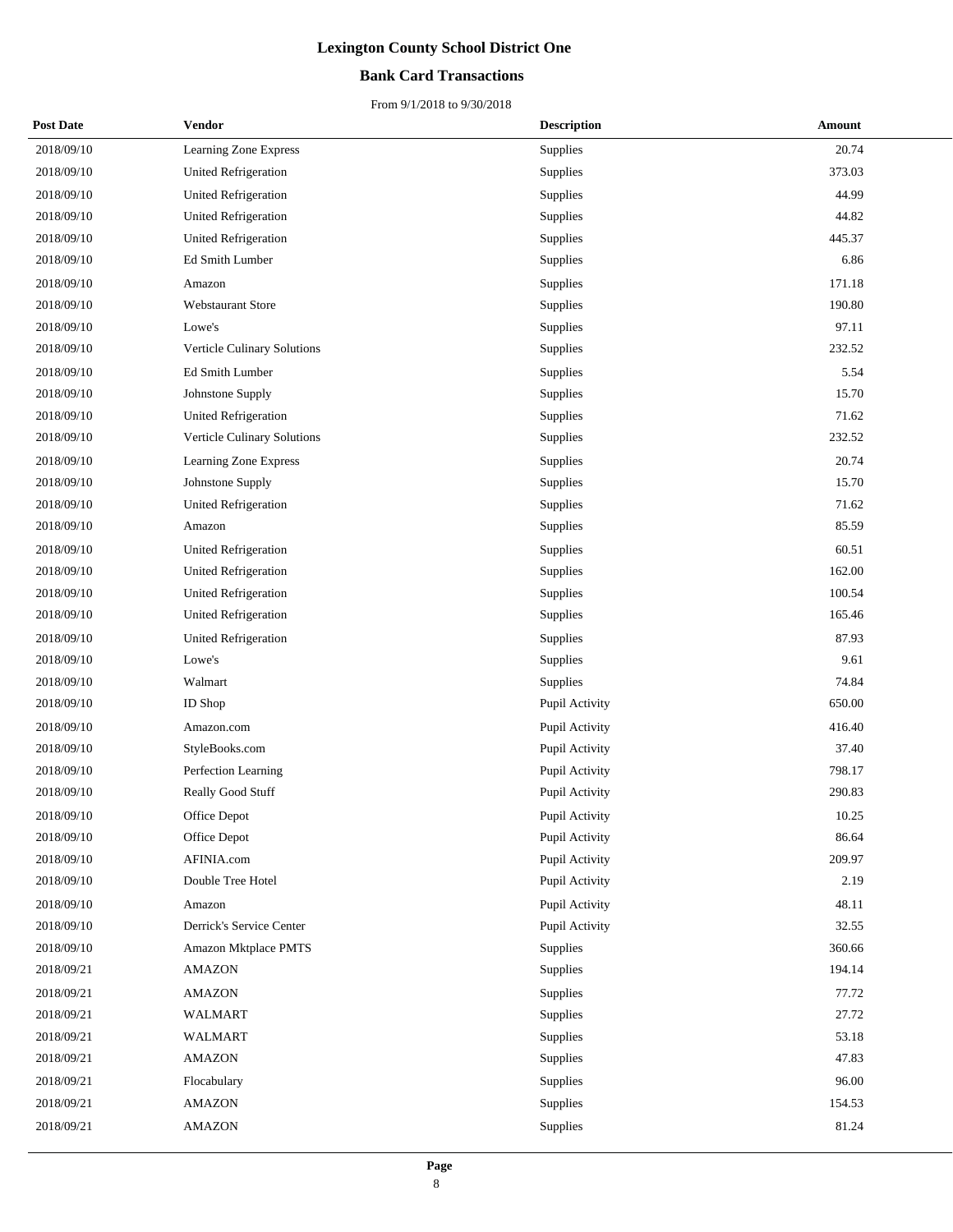# Lexington County School District One

## Bank Card Transactions

From 9/1/2018 to 9/30/2018

| Post Date | Vendor | Description | Amount |
|---|---|---|---|
| 2018/09/10 | Learning Zone Express | Supplies | 20.74 |
| 2018/09/10 | United Refrigeration | Supplies | 373.03 |
| 2018/09/10 | United Refrigeration | Supplies | 44.99 |
| 2018/09/10 | United Refrigeration | Supplies | 44.82 |
| 2018/09/10 | United Refrigeration | Supplies | 445.37 |
| 2018/09/10 | Ed Smith Lumber | Supplies | 6.86 |
| 2018/09/10 | Amazon | Supplies | 171.18 |
| 2018/09/10 | Webstaurant Store | Supplies | 190.80 |
| 2018/09/10 | Lowe's | Supplies | 97.11 |
| 2018/09/10 | Verticle Culinary Solutions | Supplies | 232.52 |
| 2018/09/10 | Ed Smith Lumber | Supplies | 5.54 |
| 2018/09/10 | Johnstone Supply | Supplies | 15.70 |
| 2018/09/10 | United Refrigeration | Supplies | 71.62 |
| 2018/09/10 | Verticle Culinary Solutions | Supplies | 232.52 |
| 2018/09/10 | Learning Zone Express | Supplies | 20.74 |
| 2018/09/10 | Johnstone Supply | Supplies | 15.70 |
| 2018/09/10 | United Refrigeration | Supplies | 71.62 |
| 2018/09/10 | Amazon | Supplies | 85.59 |
| 2018/09/10 | United Refrigeration | Supplies | 60.51 |
| 2018/09/10 | United Refrigeration | Supplies | 162.00 |
| 2018/09/10 | United Refrigeration | Supplies | 100.54 |
| 2018/09/10 | United Refrigeration | Supplies | 165.46 |
| 2018/09/10 | United Refrigeration | Supplies | 87.93 |
| 2018/09/10 | Lowe's | Supplies | 9.61 |
| 2018/09/10 | Walmart | Supplies | 74.84 |
| 2018/09/10 | ID Shop | Pupil Activity | 650.00 |
| 2018/09/10 | Amazon.com | Pupil Activity | 416.40 |
| 2018/09/10 | StyleBooks.com | Pupil Activity | 37.40 |
| 2018/09/10 | Perfection Learning | Pupil Activity | 798.17 |
| 2018/09/10 | Really Good Stuff | Pupil Activity | 290.83 |
| 2018/09/10 | Office Depot | Pupil Activity | 10.25 |
| 2018/09/10 | Office Depot | Pupil Activity | 86.64 |
| 2018/09/10 | AFINIA.com | Pupil Activity | 209.97 |
| 2018/09/10 | Double Tree Hotel | Pupil Activity | 2.19 |
| 2018/09/10 | Amazon | Pupil Activity | 48.11 |
| 2018/09/10 | Derrick's Service Center | Pupil Activity | 32.55 |
| 2018/09/10 | Amazon Mktplace PMTS | Supplies | 360.66 |
| 2018/09/21 | AMAZON | Supplies | 194.14 |
| 2018/09/21 | AMAZON | Supplies | 77.72 |
| 2018/09/21 | WALMART | Supplies | 27.72 |
| 2018/09/21 | WALMART | Supplies | 53.18 |
| 2018/09/21 | AMAZON | Supplies | 47.83 |
| 2018/09/21 | Flocabulary | Supplies | 96.00 |
| 2018/09/21 | AMAZON | Supplies | 154.53 |
| 2018/09/21 | AMAZON | Supplies | 81.24 |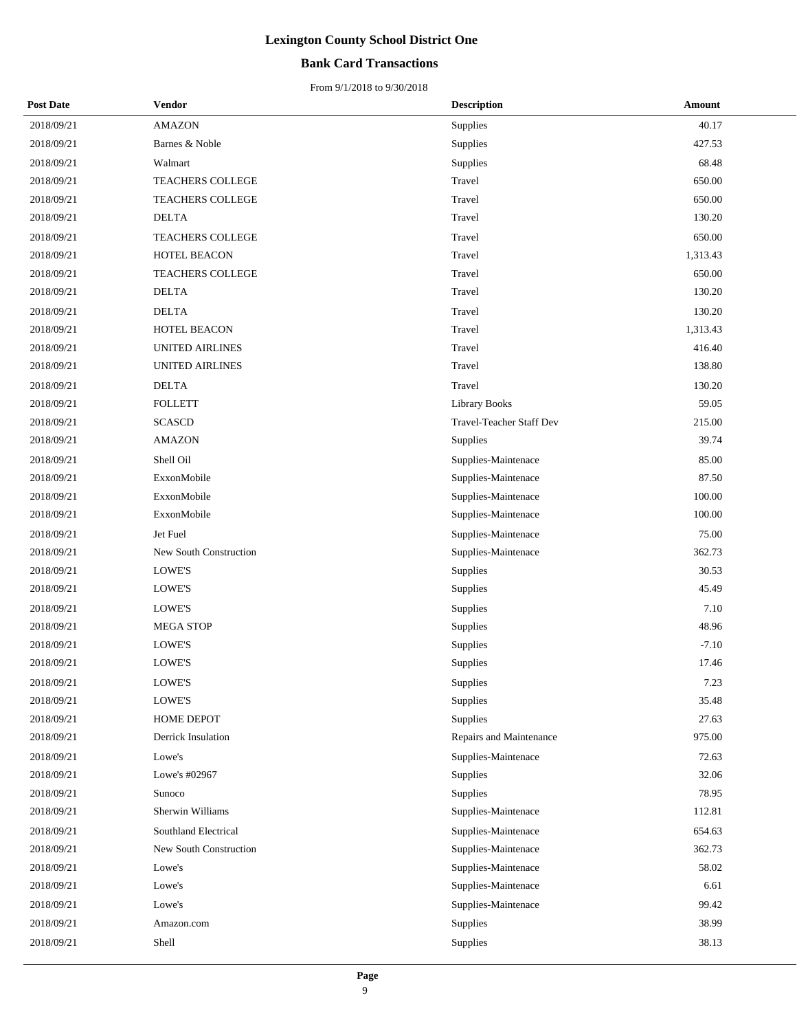# Lexington County School District One

## Bank Card Transactions

From 9/1/2018 to 9/30/2018

| Post Date | Vendor | Description | Amount |
|---|---|---|---|
| 2018/09/21 | AMAZON | Supplies | 40.17 |
| 2018/09/21 | Barnes & Noble | Supplies | 427.53 |
| 2018/09/21 | Walmart | Supplies | 68.48 |
| 2018/09/21 | TEACHERS COLLEGE | Travel | 650.00 |
| 2018/09/21 | TEACHERS COLLEGE | Travel | 650.00 |
| 2018/09/21 | DELTA | Travel | 130.20 |
| 2018/09/21 | TEACHERS COLLEGE | Travel | 650.00 |
| 2018/09/21 | HOTEL BEACON | Travel | 1,313.43 |
| 2018/09/21 | TEACHERS COLLEGE | Travel | 650.00 |
| 2018/09/21 | DELTA | Travel | 130.20 |
| 2018/09/21 | DELTA | Travel | 130.20 |
| 2018/09/21 | HOTEL BEACON | Travel | 1,313.43 |
| 2018/09/21 | UNITED AIRLINES | Travel | 416.40 |
| 2018/09/21 | UNITED AIRLINES | Travel | 138.80 |
| 2018/09/21 | DELTA | Travel | 130.20 |
| 2018/09/21 | FOLLETT | Library Books | 59.05 |
| 2018/09/21 | SCASCD | Travel-Teacher Staff Dev | 215.00 |
| 2018/09/21 | AMAZON | Supplies | 39.74 |
| 2018/09/21 | Shell Oil | Supplies-Maintenace | 85.00 |
| 2018/09/21 | ExxonMobile | Supplies-Maintenace | 87.50 |
| 2018/09/21 | ExxonMobile | Supplies-Maintenace | 100.00 |
| 2018/09/21 | ExxonMobile | Supplies-Maintenace | 100.00 |
| 2018/09/21 | Jet Fuel | Supplies-Maintenace | 75.00 |
| 2018/09/21 | New South Construction | Supplies-Maintenace | 362.73 |
| 2018/09/21 | LOWE'S | Supplies | 30.53 |
| 2018/09/21 | LOWE'S | Supplies | 45.49 |
| 2018/09/21 | LOWE'S | Supplies | 7.10 |
| 2018/09/21 | MEGA STOP | Supplies | 48.96 |
| 2018/09/21 | LOWE'S | Supplies | -7.10 |
| 2018/09/21 | LOWE'S | Supplies | 17.46 |
| 2018/09/21 | LOWE'S | Supplies | 7.23 |
| 2018/09/21 | LOWE'S | Supplies | 35.48 |
| 2018/09/21 | HOME DEPOT | Supplies | 27.63 |
| 2018/09/21 | Derrick Insulation | Repairs and Maintenance | 975.00 |
| 2018/09/21 | Lowe's | Supplies-Maintenace | 72.63 |
| 2018/09/21 | Lowe's #02967 | Supplies | 32.06 |
| 2018/09/21 | Sunoco | Supplies | 78.95 |
| 2018/09/21 | Sherwin Williams | Supplies-Maintenace | 112.81 |
| 2018/09/21 | Southland Electrical | Supplies-Maintenace | 654.63 |
| 2018/09/21 | New South Construction | Supplies-Maintenace | 362.73 |
| 2018/09/21 | Lowe's | Supplies-Maintenace | 58.02 |
| 2018/09/21 | Lowe's | Supplies-Maintenace | 6.61 |
| 2018/09/21 | Lowe's | Supplies-Maintenace | 99.42 |
| 2018/09/21 | Amazon.com | Supplies | 38.99 |
| 2018/09/21 | Shell | Supplies | 38.13 |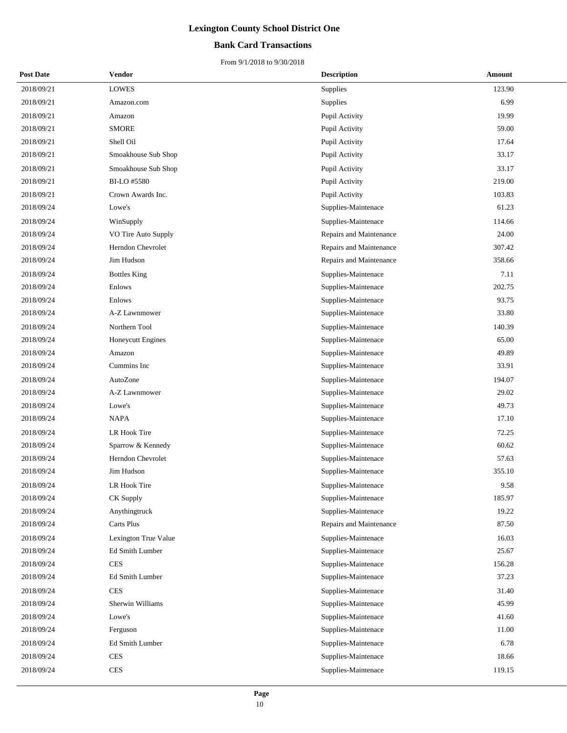# Lexington County School District One

## Bank Card Transactions

From 9/1/2018 to 9/30/2018

| Post Date | Vendor | Description | Amount |
|---|---|---|---|
| 2018/09/21 | LOWES | Supplies | 123.90 |
| 2018/09/21 | Amazon.com | Supplies | 6.99 |
| 2018/09/21 | Amazon | Pupil Activity | 19.99 |
| 2018/09/21 | SMORE | Pupil Activity | 59.00 |
| 2018/09/21 | Shell Oil | Pupil Activity | 17.64 |
| 2018/09/21 | Smoakhouse Sub Shop | Pupil Activity | 33.17 |
| 2018/09/21 | Smoakhouse Sub Shop | Pupil Activity | 33.17 |
| 2018/09/21 | BI-LO #5580 | Pupil Activity | 219.00 |
| 2018/09/21 | Crown Awards Inc. | Pupil Activity | 103.83 |
| 2018/09/24 | Lowe's | Supplies-Maintenace | 61.23 |
| 2018/09/24 | WinSupply | Supplies-Maintenace | 114.66 |
| 2018/09/24 | VO Tire Auto Supply | Repairs and Maintenance | 24.00 |
| 2018/09/24 | Herndon Chevrolet | Repairs and Maintenance | 307.42 |
| 2018/09/24 | Jim Hudson | Repairs and Maintenance | 358.66 |
| 2018/09/24 | Bottles King | Supplies-Maintenace | 7.11 |
| 2018/09/24 | Enlows | Supplies-Maintenace | 202.75 |
| 2018/09/24 | Enlows | Supplies-Maintenace | 93.75 |
| 2018/09/24 | A-Z Lawnmower | Supplies-Maintenace | 33.80 |
| 2018/09/24 | Northern Tool | Supplies-Maintenace | 140.39 |
| 2018/09/24 | Honeycutt Engines | Supplies-Maintenace | 65.00 |
| 2018/09/24 | Amazon | Supplies-Maintenace | 49.89 |
| 2018/09/24 | Cummins Inc | Supplies-Maintenace | 33.91 |
| 2018/09/24 | AutoZone | Supplies-Maintenace | 194.07 |
| 2018/09/24 | A-Z Lawnmower | Supplies-Maintenace | 29.02 |
| 2018/09/24 | Lowe's | Supplies-Maintenace | 49.73 |
| 2018/09/24 | NAPA | Supplies-Maintenace | 17.10 |
| 2018/09/24 | LR Hook Tire | Supplies-Maintenace | 72.25 |
| 2018/09/24 | Sparrow & Kennedy | Supplies-Maintenace | 60.62 |
| 2018/09/24 | Herndon Chevrolet | Supplies-Maintenace | 57.63 |
| 2018/09/24 | Jim Hudson | Supplies-Maintenace | 355.10 |
| 2018/09/24 | LR Hook Tire | Supplies-Maintenace | 9.58 |
| 2018/09/24 | CK Supply | Supplies-Maintenace | 185.97 |
| 2018/09/24 | Anythingtruck | Supplies-Maintenace | 19.22 |
| 2018/09/24 | Carts Plus | Repairs and Maintenance | 87.50 |
| 2018/09/24 | Lexington True Value | Supplies-Maintenace | 16.03 |
| 2018/09/24 | Ed Smith Lumber | Supplies-Maintenace | 25.67 |
| 2018/09/24 | CES | Supplies-Maintenace | 156.28 |
| 2018/09/24 | Ed Smith Lumber | Supplies-Maintenace | 37.23 |
| 2018/09/24 | CES | Supplies-Maintenace | 31.40 |
| 2018/09/24 | Sherwin Williams | Supplies-Maintenace | 45.99 |
| 2018/09/24 | Lowe's | Supplies-Maintenace | 41.60 |
| 2018/09/24 | Ferguson | Supplies-Maintenace | 11.00 |
| 2018/09/24 | Ed Smith Lumber | Supplies-Maintenace | 6.78 |
| 2018/09/24 | CES | Supplies-Maintenace | 18.66 |
| 2018/09/24 | CES | Supplies-Maintenace | 119.15 |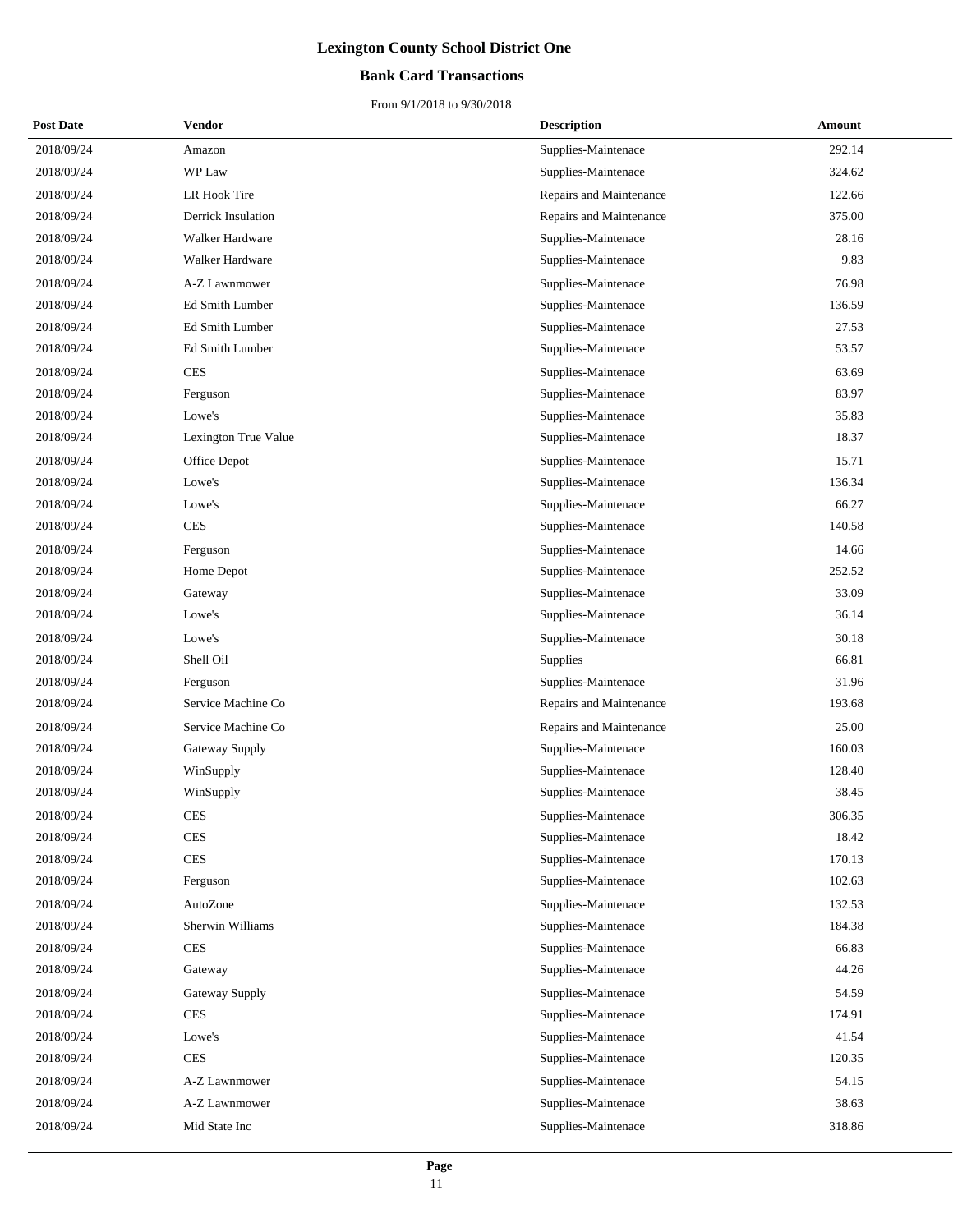# Lexington County School District One

## Bank Card Transactions

From 9/1/2018 to 9/30/2018

| Post Date | Vendor | Description | Amount |
|---|---|---|---|
| 2018/09/24 | Amazon | Supplies-Maintenace | 292.14 |
| 2018/09/24 | WP Law | Supplies-Maintenace | 324.62 |
| 2018/09/24 | LR Hook Tire | Repairs and Maintenance | 122.66 |
| 2018/09/24 | Derrick Insulation | Repairs and Maintenance | 375.00 |
| 2018/09/24 | Walker Hardware | Supplies-Maintenace | 28.16 |
| 2018/09/24 | Walker Hardware | Supplies-Maintenace | 9.83 |
| 2018/09/24 | A-Z Lawnmower | Supplies-Maintenace | 76.98 |
| 2018/09/24 | Ed Smith Lumber | Supplies-Maintenace | 136.59 |
| 2018/09/24 | Ed Smith Lumber | Supplies-Maintenace | 27.53 |
| 2018/09/24 | Ed Smith Lumber | Supplies-Maintenace | 53.57 |
| 2018/09/24 | CES | Supplies-Maintenace | 63.69 |
| 2018/09/24 | Ferguson | Supplies-Maintenace | 83.97 |
| 2018/09/24 | Lowe's | Supplies-Maintenace | 35.83 |
| 2018/09/24 | Lexington True Value | Supplies-Maintenace | 18.37 |
| 2018/09/24 | Office Depot | Supplies-Maintenace | 15.71 |
| 2018/09/24 | Lowe's | Supplies-Maintenace | 136.34 |
| 2018/09/24 | Lowe's | Supplies-Maintenace | 66.27 |
| 2018/09/24 | CES | Supplies-Maintenace | 140.58 |
| 2018/09/24 | Ferguson | Supplies-Maintenace | 14.66 |
| 2018/09/24 | Home Depot | Supplies-Maintenace | 252.52 |
| 2018/09/24 | Gateway | Supplies-Maintenace | 33.09 |
| 2018/09/24 | Lowe's | Supplies-Maintenace | 36.14 |
| 2018/09/24 | Lowe's | Supplies-Maintenace | 30.18 |
| 2018/09/24 | Shell Oil | Supplies | 66.81 |
| 2018/09/24 | Ferguson | Supplies-Maintenace | 31.96 |
| 2018/09/24 | Service Machine Co | Repairs and Maintenance | 193.68 |
| 2018/09/24 | Service Machine Co | Repairs and Maintenance | 25.00 |
| 2018/09/24 | Gateway Supply | Supplies-Maintenace | 160.03 |
| 2018/09/24 | WinSupply | Supplies-Maintenace | 128.40 |
| 2018/09/24 | WinSupply | Supplies-Maintenace | 38.45 |
| 2018/09/24 | CES | Supplies-Maintenace | 306.35 |
| 2018/09/24 | CES | Supplies-Maintenace | 18.42 |
| 2018/09/24 | CES | Supplies-Maintenace | 170.13 |
| 2018/09/24 | Ferguson | Supplies-Maintenace | 102.63 |
| 2018/09/24 | AutoZone | Supplies-Maintenace | 132.53 |
| 2018/09/24 | Sherwin Williams | Supplies-Maintenace | 184.38 |
| 2018/09/24 | CES | Supplies-Maintenace | 66.83 |
| 2018/09/24 | Gateway | Supplies-Maintenace | 44.26 |
| 2018/09/24 | Gateway Supply | Supplies-Maintenace | 54.59 |
| 2018/09/24 | CES | Supplies-Maintenace | 174.91 |
| 2018/09/24 | Lowe's | Supplies-Maintenace | 41.54 |
| 2018/09/24 | CES | Supplies-Maintenace | 120.35 |
| 2018/09/24 | A-Z Lawnmower | Supplies-Maintenace | 54.15 |
| 2018/09/24 | A-Z Lawnmower | Supplies-Maintenace | 38.63 |
| 2018/09/24 | Mid State Inc | Supplies-Maintenace | 318.86 |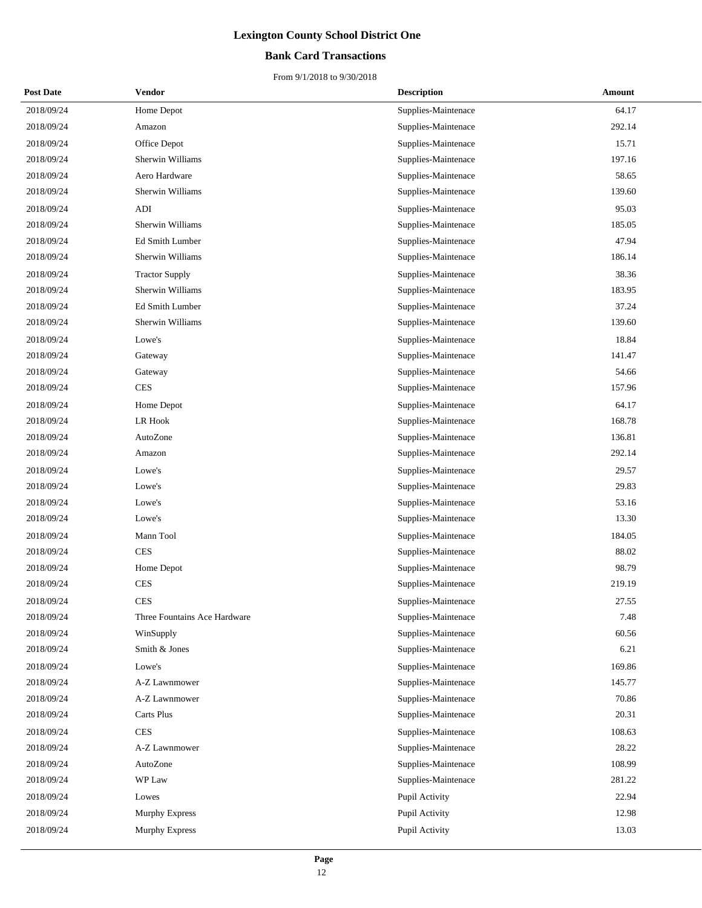# Lexington County School District One

## Bank Card Transactions

From 9/1/2018 to 9/30/2018

| Post Date | Vendor | Description | Amount |
|---|---|---|---|
| 2018/09/24 | Home Depot | Supplies-Maintenace | 64.17 |
| 2018/09/24 | Amazon | Supplies-Maintenace | 292.14 |
| 2018/09/24 | Office Depot | Supplies-Maintenace | 15.71 |
| 2018/09/24 | Sherwin Williams | Supplies-Maintenace | 197.16 |
| 2018/09/24 | Aero Hardware | Supplies-Maintenace | 58.65 |
| 2018/09/24 | Sherwin Williams | Supplies-Maintenace | 139.60 |
| 2018/09/24 | ADI | Supplies-Maintenace | 95.03 |
| 2018/09/24 | Sherwin Williams | Supplies-Maintenace | 185.05 |
| 2018/09/24 | Ed Smith Lumber | Supplies-Maintenace | 47.94 |
| 2018/09/24 | Sherwin Williams | Supplies-Maintenace | 186.14 |
| 2018/09/24 | Tractor Supply | Supplies-Maintenace | 38.36 |
| 2018/09/24 | Sherwin Williams | Supplies-Maintenace | 183.95 |
| 2018/09/24 | Ed Smith Lumber | Supplies-Maintenace | 37.24 |
| 2018/09/24 | Sherwin Williams | Supplies-Maintenace | 139.60 |
| 2018/09/24 | Lowe's | Supplies-Maintenace | 18.84 |
| 2018/09/24 | Gateway | Supplies-Maintenace | 141.47 |
| 2018/09/24 | Gateway | Supplies-Maintenace | 54.66 |
| 2018/09/24 | CES | Supplies-Maintenace | 157.96 |
| 2018/09/24 | Home Depot | Supplies-Maintenace | 64.17 |
| 2018/09/24 | LR Hook | Supplies-Maintenace | 168.78 |
| 2018/09/24 | AutoZone | Supplies-Maintenace | 136.81 |
| 2018/09/24 | Amazon | Supplies-Maintenace | 292.14 |
| 2018/09/24 | Lowe's | Supplies-Maintenace | 29.57 |
| 2018/09/24 | Lowe's | Supplies-Maintenace | 29.83 |
| 2018/09/24 | Lowe's | Supplies-Maintenace | 53.16 |
| 2018/09/24 | Lowe's | Supplies-Maintenace | 13.30 |
| 2018/09/24 | Mann Tool | Supplies-Maintenace | 184.05 |
| 2018/09/24 | CES | Supplies-Maintenace | 88.02 |
| 2018/09/24 | Home Depot | Supplies-Maintenace | 98.79 |
| 2018/09/24 | CES | Supplies-Maintenace | 219.19 |
| 2018/09/24 | CES | Supplies-Maintenace | 27.55 |
| 2018/09/24 | Three Fountains Ace Hardware | Supplies-Maintenace | 7.48 |
| 2018/09/24 | WinSupply | Supplies-Maintenace | 60.56 |
| 2018/09/24 | Smith & Jones | Supplies-Maintenace | 6.21 |
| 2018/09/24 | Lowe's | Supplies-Maintenace | 169.86 |
| 2018/09/24 | A-Z Lawnmower | Supplies-Maintenace | 145.77 |
| 2018/09/24 | A-Z Lawnmower | Supplies-Maintenace | 70.86 |
| 2018/09/24 | Carts Plus | Supplies-Maintenace | 20.31 |
| 2018/09/24 | CES | Supplies-Maintenace | 108.63 |
| 2018/09/24 | A-Z Lawnmower | Supplies-Maintenace | 28.22 |
| 2018/09/24 | AutoZone | Supplies-Maintenace | 108.99 |
| 2018/09/24 | WP Law | Supplies-Maintenace | 281.22 |
| 2018/09/24 | Lowes | Pupil Activity | 22.94 |
| 2018/09/24 | Murphy Express | Pupil Activity | 12.98 |
| 2018/09/24 | Murphy Express | Pupil Activity | 13.03 |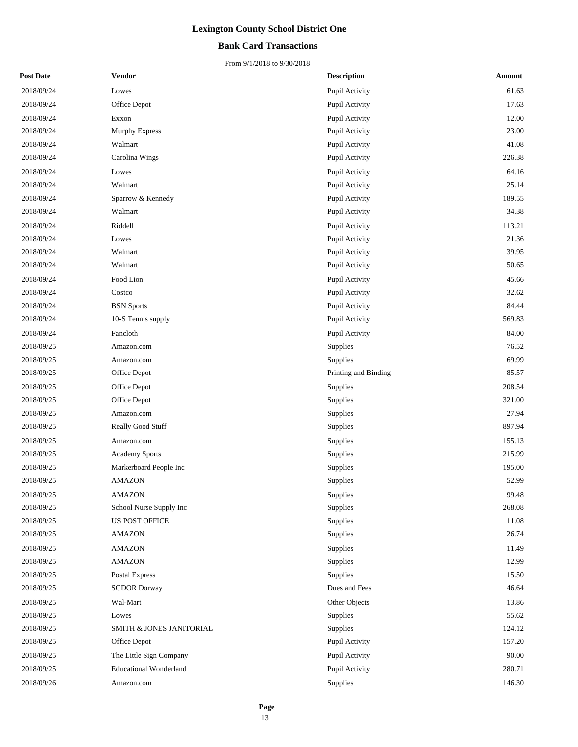# Lexington County School District One

## Bank Card Transactions

From 9/1/2018 to 9/30/2018

| Post Date | Vendor | Description | Amount |
|---|---|---|---|
| 2018/09/24 | Lowes | Pupil Activity | 61.63 |
| 2018/09/24 | Office Depot | Pupil Activity | 17.63 |
| 2018/09/24 | Exxon | Pupil Activity | 12.00 |
| 2018/09/24 | Murphy Express | Pupil Activity | 23.00 |
| 2018/09/24 | Walmart | Pupil Activity | 41.08 |
| 2018/09/24 | Carolina Wings | Pupil Activity | 226.38 |
| 2018/09/24 | Lowes | Pupil Activity | 64.16 |
| 2018/09/24 | Walmart | Pupil Activity | 25.14 |
| 2018/09/24 | Sparrow & Kennedy | Pupil Activity | 189.55 |
| 2018/09/24 | Walmart | Pupil Activity | 34.38 |
| 2018/09/24 | Riddell | Pupil Activity | 113.21 |
| 2018/09/24 | Lowes | Pupil Activity | 21.36 |
| 2018/09/24 | Walmart | Pupil Activity | 39.95 |
| 2018/09/24 | Walmart | Pupil Activity | 50.65 |
| 2018/09/24 | Food Lion | Pupil Activity | 45.66 |
| 2018/09/24 | Costco | Pupil Activity | 32.62 |
| 2018/09/24 | BSN Sports | Pupil Activity | 84.44 |
| 2018/09/24 | 10-S Tennis supply | Pupil Activity | 569.83 |
| 2018/09/24 | Fancloth | Pupil Activity | 84.00 |
| 2018/09/25 | Amazon.com | Supplies | 76.52 |
| 2018/09/25 | Amazon.com | Supplies | 69.99 |
| 2018/09/25 | Office Depot | Printing and Binding | 85.57 |
| 2018/09/25 | Office Depot | Supplies | 208.54 |
| 2018/09/25 | Office Depot | Supplies | 321.00 |
| 2018/09/25 | Amazon.com | Supplies | 27.94 |
| 2018/09/25 | Really Good Stuff | Supplies | 897.94 |
| 2018/09/25 | Amazon.com | Supplies | 155.13 |
| 2018/09/25 | Academy Sports | Supplies | 215.99 |
| 2018/09/25 | Markerboard People Inc | Supplies | 195.00 |
| 2018/09/25 | AMAZON | Supplies | 52.99 |
| 2018/09/25 | AMAZON | Supplies | 99.48 |
| 2018/09/25 | School Nurse Supply Inc | Supplies | 268.08 |
| 2018/09/25 | US POST OFFICE | Supplies | 11.08 |
| 2018/09/25 | AMAZON | Supplies | 26.74 |
| 2018/09/25 | AMAZON | Supplies | 11.49 |
| 2018/09/25 | AMAZON | Supplies | 12.99 |
| 2018/09/25 | Postal Express | Supplies | 15.50 |
| 2018/09/25 | SCDOR Dorway | Dues and Fees | 46.64 |
| 2018/09/25 | Wal-Mart | Other Objects | 13.86 |
| 2018/09/25 | Lowes | Supplies | 55.62 |
| 2018/09/25 | SMITH & JONES JANITORIAL | Supplies | 124.12 |
| 2018/09/25 | Office Depot | Pupil Activity | 157.20 |
| 2018/09/25 | The Little Sign Company | Pupil Activity | 90.00 |
| 2018/09/25 | Educational Wonderland | Pupil Activity | 280.71 |
| 2018/09/26 | Amazon.com | Supplies | 146.30 |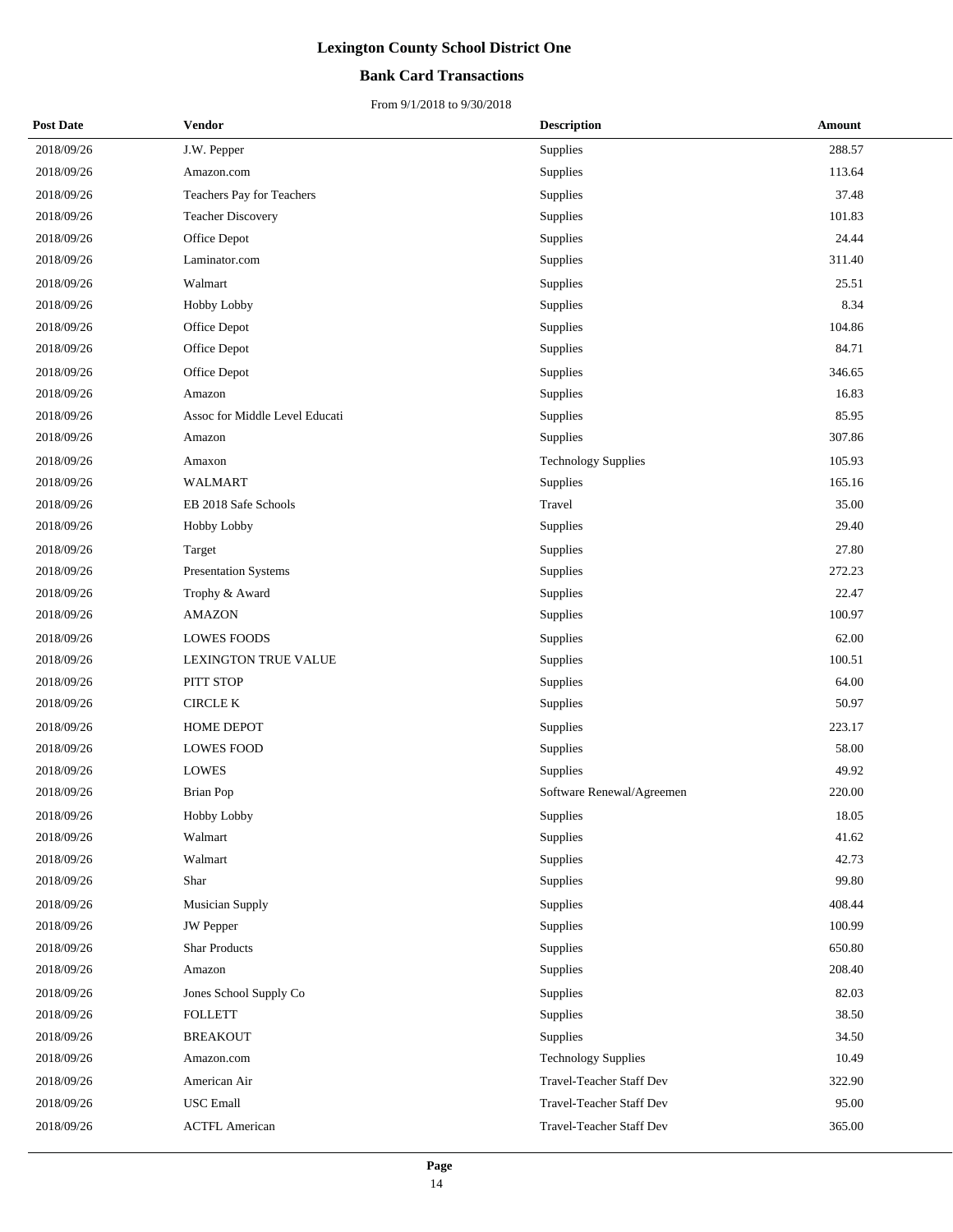# Lexington County School District One

## Bank Card Transactions

From 9/1/2018 to 9/30/2018

| Post Date | Vendor | Description | Amount |
|---|---|---|---|
| 2018/09/26 | J.W. Pepper | Supplies | 288.57 |
| 2018/09/26 | Amazon.com | Supplies | 113.64 |
| 2018/09/26 | Teachers Pay for Teachers | Supplies | 37.48 |
| 2018/09/26 | Teacher Discovery | Supplies | 101.83 |
| 2018/09/26 | Office Depot | Supplies | 24.44 |
| 2018/09/26 | Laminator.com | Supplies | 311.40 |
| 2018/09/26 | Walmart | Supplies | 25.51 |
| 2018/09/26 | Hobby Lobby | Supplies | 8.34 |
| 2018/09/26 | Office Depot | Supplies | 104.86 |
| 2018/09/26 | Office Depot | Supplies | 84.71 |
| 2018/09/26 | Office Depot | Supplies | 346.65 |
| 2018/09/26 | Amazon | Supplies | 16.83 |
| 2018/09/26 | Assoc for Middle Level Educati | Supplies | 85.95 |
| 2018/09/26 | Amazon | Supplies | 307.86 |
| 2018/09/26 | Amaxon | Technology Supplies | 105.93 |
| 2018/09/26 | WALMART | Supplies | 165.16 |
| 2018/09/26 | EB 2018 Safe Schools | Travel | 35.00 |
| 2018/09/26 | Hobby Lobby | Supplies | 29.40 |
| 2018/09/26 | Target | Supplies | 27.80 |
| 2018/09/26 | Presentation Systems | Supplies | 272.23 |
| 2018/09/26 | Trophy & Award | Supplies | 22.47 |
| 2018/09/26 | AMAZON | Supplies | 100.97 |
| 2018/09/26 | LOWES FOODS | Supplies | 62.00 |
| 2018/09/26 | LEXINGTON TRUE VALUE | Supplies | 100.51 |
| 2018/09/26 | PITT STOP | Supplies | 64.00 |
| 2018/09/26 | CIRCLE K | Supplies | 50.97 |
| 2018/09/26 | HOME DEPOT | Supplies | 223.17 |
| 2018/09/26 | LOWES FOOD | Supplies | 58.00 |
| 2018/09/26 | LOWES | Supplies | 49.92 |
| 2018/09/26 | Brian Pop | Software Renewal/Agreemen | 220.00 |
| 2018/09/26 | Hobby Lobby | Supplies | 18.05 |
| 2018/09/26 | Walmart | Supplies | 41.62 |
| 2018/09/26 | Walmart | Supplies | 42.73 |
| 2018/09/26 | Shar | Supplies | 99.80 |
| 2018/09/26 | Musician Supply | Supplies | 408.44 |
| 2018/09/26 | JW Pepper | Supplies | 100.99 |
| 2018/09/26 | Shar Products | Supplies | 650.80 |
| 2018/09/26 | Amazon | Supplies | 208.40 |
| 2018/09/26 | Jones School Supply Co | Supplies | 82.03 |
| 2018/09/26 | FOLLETT | Supplies | 38.50 |
| 2018/09/26 | BREAKOUT | Supplies | 34.50 |
| 2018/09/26 | Amazon.com | Technology Supplies | 10.49 |
| 2018/09/26 | American Air | Travel-Teacher Staff Dev | 322.90 |
| 2018/09/26 | USC Emall | Travel-Teacher Staff Dev | 95.00 |
| 2018/09/26 | ACTFL American | Travel-Teacher Staff Dev | 365.00 |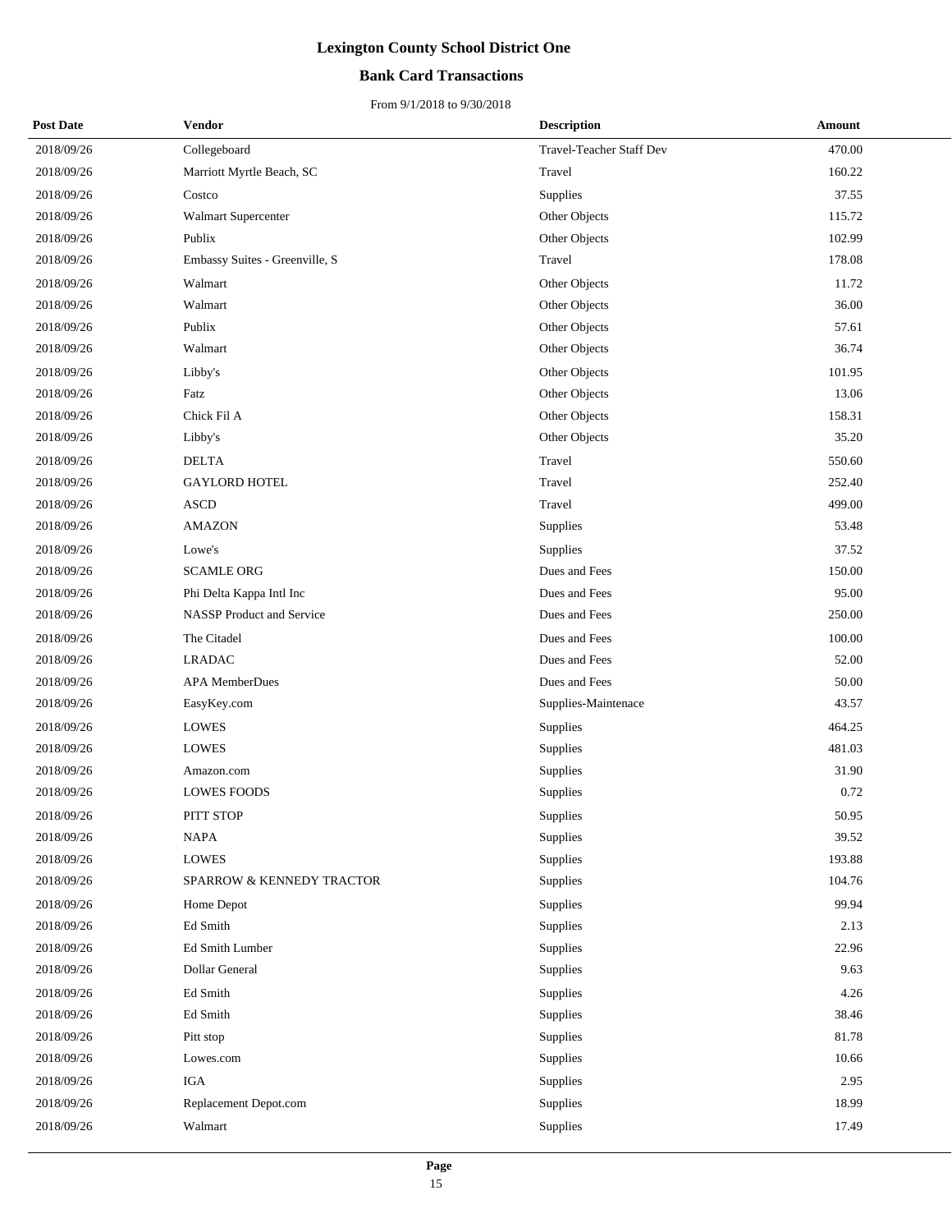# Lexington County School District One

## Bank Card Transactions

From 9/1/2018 to 9/30/2018

| Post Date | Vendor | Description | Amount |
|---|---|---|---|
| 2018/09/26 | Collegeboard | Travel-Teacher Staff Dev | 470.00 |
| 2018/09/26 | Marriott Myrtle Beach, SC | Travel | 160.22 |
| 2018/09/26 | Costco | Supplies | 37.55 |
| 2018/09/26 | Walmart Supercenter | Other Objects | 115.72 |
| 2018/09/26 | Publix | Other Objects | 102.99 |
| 2018/09/26 | Embassy Suites - Greenville, S | Travel | 178.08 |
| 2018/09/26 | Walmart | Other Objects | 11.72 |
| 2018/09/26 | Walmart | Other Objects | 36.00 |
| 2018/09/26 | Publix | Other Objects | 57.61 |
| 2018/09/26 | Walmart | Other Objects | 36.74 |
| 2018/09/26 | Libby's | Other Objects | 101.95 |
| 2018/09/26 | Fatz | Other Objects | 13.06 |
| 2018/09/26 | Chick Fil A | Other Objects | 158.31 |
| 2018/09/26 | Libby's | Other Objects | 35.20 |
| 2018/09/26 | DELTA | Travel | 550.60 |
| 2018/09/26 | GAYLORD HOTEL | Travel | 252.40 |
| 2018/09/26 | ASCD | Travel | 499.00 |
| 2018/09/26 | AMAZON | Supplies | 53.48 |
| 2018/09/26 | Lowe's | Supplies | 37.52 |
| 2018/09/26 | SCAMLE ORG | Dues and Fees | 150.00 |
| 2018/09/26 | Phi Delta Kappa Intl Inc | Dues and Fees | 95.00 |
| 2018/09/26 | NASSP Product and Service | Dues and Fees | 250.00 |
| 2018/09/26 | The Citadel | Dues and Fees | 100.00 |
| 2018/09/26 | LRADAC | Dues and Fees | 52.00 |
| 2018/09/26 | APA MemberDues | Dues and Fees | 50.00 |
| 2018/09/26 | EasyKey.com | Supplies-Maintenace | 43.57 |
| 2018/09/26 | LOWES | Supplies | 464.25 |
| 2018/09/26 | LOWES | Supplies | 481.03 |
| 2018/09/26 | Amazon.com | Supplies | 31.90 |
| 2018/09/26 | LOWES FOODS | Supplies | 0.72 |
| 2018/09/26 | PITT STOP | Supplies | 50.95 |
| 2018/09/26 | NAPA | Supplies | 39.52 |
| 2018/09/26 | LOWES | Supplies | 193.88 |
| 2018/09/26 | SPARROW & KENNEDY TRACTOR | Supplies | 104.76 |
| 2018/09/26 | Home Depot | Supplies | 99.94 |
| 2018/09/26 | Ed Smith | Supplies | 2.13 |
| 2018/09/26 | Ed Smith Lumber | Supplies | 22.96 |
| 2018/09/26 | Dollar General | Supplies | 9.63 |
| 2018/09/26 | Ed Smith | Supplies | 4.26 |
| 2018/09/26 | Ed Smith | Supplies | 38.46 |
| 2018/09/26 | Pitt stop | Supplies | 81.78 |
| 2018/09/26 | Lowes.com | Supplies | 10.66 |
| 2018/09/26 | IGA | Supplies | 2.95 |
| 2018/09/26 | Replacement Depot.com | Supplies | 18.99 |
| 2018/09/26 | Walmart | Supplies | 17.49 |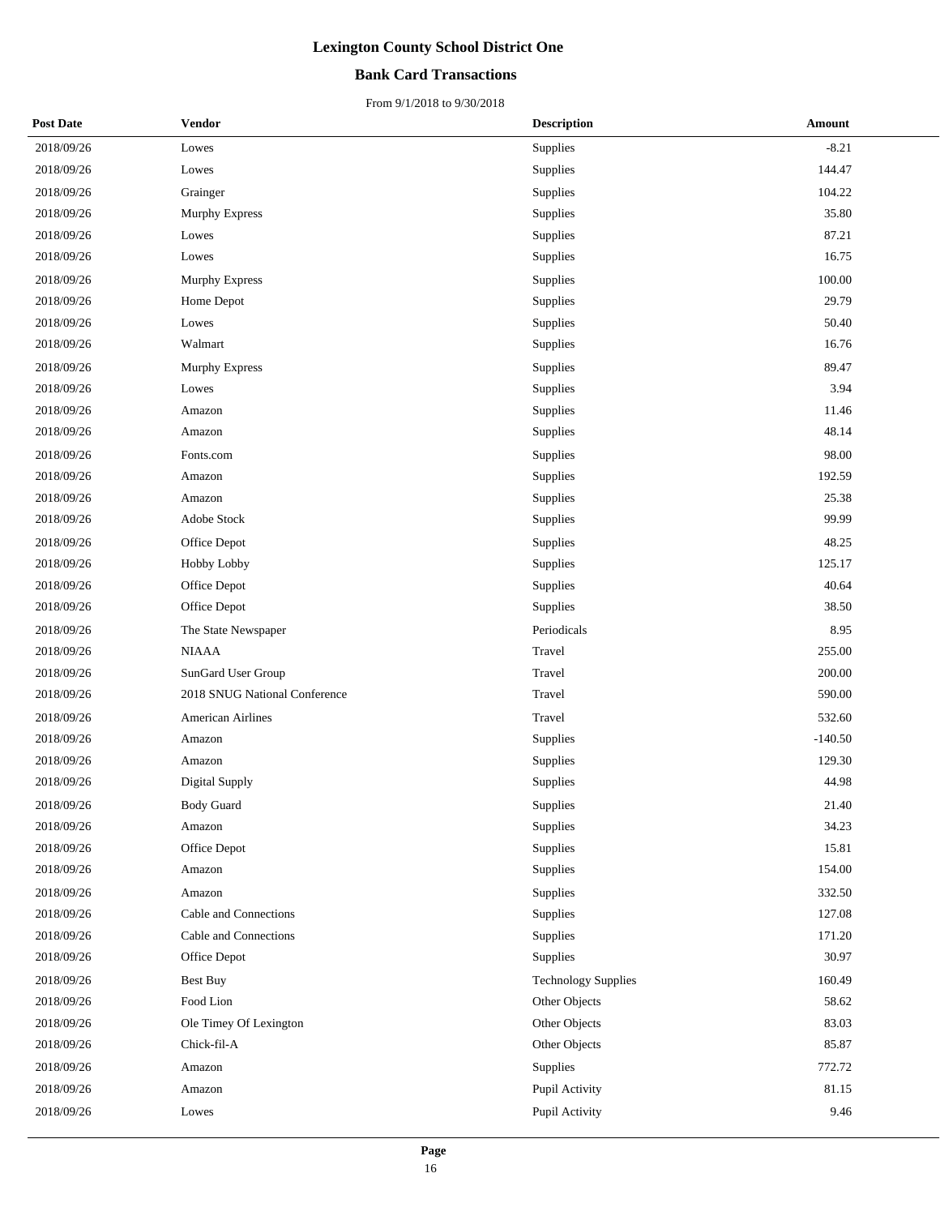# Lexington County School District One

## Bank Card Transactions

From 9/1/2018 to 9/30/2018

| Post Date | Vendor | Description | Amount |
|---|---|---|---|
| 2018/09/26 | Lowes | Supplies | -8.21 |
| 2018/09/26 | Lowes | Supplies | 144.47 |
| 2018/09/26 | Grainger | Supplies | 104.22 |
| 2018/09/26 | Murphy Express | Supplies | 35.80 |
| 2018/09/26 | Lowes | Supplies | 87.21 |
| 2018/09/26 | Lowes | Supplies | 16.75 |
| 2018/09/26 | Murphy Express | Supplies | 100.00 |
| 2018/09/26 | Home Depot | Supplies | 29.79 |
| 2018/09/26 | Lowes | Supplies | 50.40 |
| 2018/09/26 | Walmart | Supplies | 16.76 |
| 2018/09/26 | Murphy Express | Supplies | 89.47 |
| 2018/09/26 | Lowes | Supplies | 3.94 |
| 2018/09/26 | Amazon | Supplies | 11.46 |
| 2018/09/26 | Amazon | Supplies | 48.14 |
| 2018/09/26 | Fonts.com | Supplies | 98.00 |
| 2018/09/26 | Amazon | Supplies | 192.59 |
| 2018/09/26 | Amazon | Supplies | 25.38 |
| 2018/09/26 | Adobe Stock | Supplies | 99.99 |
| 2018/09/26 | Office Depot | Supplies | 48.25 |
| 2018/09/26 | Hobby Lobby | Supplies | 125.17 |
| 2018/09/26 | Office Depot | Supplies | 40.64 |
| 2018/09/26 | Office Depot | Supplies | 38.50 |
| 2018/09/26 | The State Newspaper | Periodicals | 8.95 |
| 2018/09/26 | NIAAA | Travel | 255.00 |
| 2018/09/26 | SunGard User Group | Travel | 200.00 |
| 2018/09/26 | 2018 SNUG National Conference | Travel | 590.00 |
| 2018/09/26 | American Airlines | Travel | 532.60 |
| 2018/09/26 | Amazon | Supplies | -140.50 |
| 2018/09/26 | Amazon | Supplies | 129.30 |
| 2018/09/26 | Digital Supply | Supplies | 44.98 |
| 2018/09/26 | Body Guard | Supplies | 21.40 |
| 2018/09/26 | Amazon | Supplies | 34.23 |
| 2018/09/26 | Office Depot | Supplies | 15.81 |
| 2018/09/26 | Amazon | Supplies | 154.00 |
| 2018/09/26 | Amazon | Supplies | 332.50 |
| 2018/09/26 | Cable and Connections | Supplies | 127.08 |
| 2018/09/26 | Cable and Connections | Supplies | 171.20 |
| 2018/09/26 | Office Depot | Supplies | 30.97 |
| 2018/09/26 | Best Buy | Technology Supplies | 160.49 |
| 2018/09/26 | Food Lion | Other Objects | 58.62 |
| 2018/09/26 | Ole Timey Of Lexington | Other Objects | 83.03 |
| 2018/09/26 | Chick-fil-A | Other Objects | 85.87 |
| 2018/09/26 | Amazon | Supplies | 772.72 |
| 2018/09/26 | Amazon | Pupil Activity | 81.15 |
| 2018/09/26 | Lowes | Pupil Activity | 9.46 |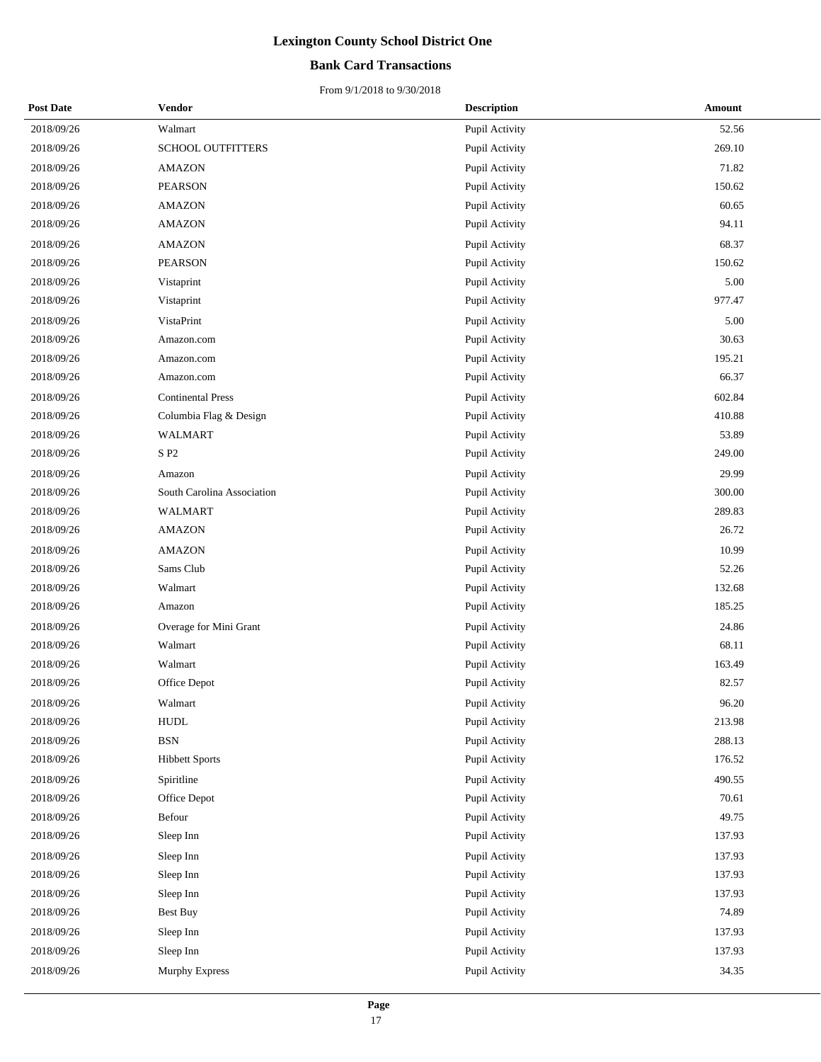# Lexington County School District One

## Bank Card Transactions

From 9/1/2018 to 9/30/2018

| Post Date | Vendor | Description | Amount |
|---|---|---|---|
| 2018/09/26 | Walmart | Pupil Activity | 52.56 |
| 2018/09/26 | SCHOOL OUTFITTERS | Pupil Activity | 269.10 |
| 2018/09/26 | AMAZON | Pupil Activity | 71.82 |
| 2018/09/26 | PEARSON | Pupil Activity | 150.62 |
| 2018/09/26 | AMAZON | Pupil Activity | 60.65 |
| 2018/09/26 | AMAZON | Pupil Activity | 94.11 |
| 2018/09/26 | AMAZON | Pupil Activity | 68.37 |
| 2018/09/26 | PEARSON | Pupil Activity | 150.62 |
| 2018/09/26 | Vistaprint | Pupil Activity | 5.00 |
| 2018/09/26 | Vistaprint | Pupil Activity | 977.47 |
| 2018/09/26 | VistaPrint | Pupil Activity | 5.00 |
| 2018/09/26 | Amazon.com | Pupil Activity | 30.63 |
| 2018/09/26 | Amazon.com | Pupil Activity | 195.21 |
| 2018/09/26 | Amazon.com | Pupil Activity | 66.37 |
| 2018/09/26 | Continental Press | Pupil Activity | 602.84 |
| 2018/09/26 | Columbia Flag & Design | Pupil Activity | 410.88 |
| 2018/09/26 | WALMART | Pupil Activity | 53.89 |
| 2018/09/26 | S P2 | Pupil Activity | 249.00 |
| 2018/09/26 | Amazon | Pupil Activity | 29.99 |
| 2018/09/26 | South Carolina Association | Pupil Activity | 300.00 |
| 2018/09/26 | WALMART | Pupil Activity | 289.83 |
| 2018/09/26 | AMAZON | Pupil Activity | 26.72 |
| 2018/09/26 | AMAZON | Pupil Activity | 10.99 |
| 2018/09/26 | Sams Club | Pupil Activity | 52.26 |
| 2018/09/26 | Walmart | Pupil Activity | 132.68 |
| 2018/09/26 | Amazon | Pupil Activity | 185.25 |
| 2018/09/26 | Overage for Mini Grant | Pupil Activity | 24.86 |
| 2018/09/26 | Walmart | Pupil Activity | 68.11 |
| 2018/09/26 | Walmart | Pupil Activity | 163.49 |
| 2018/09/26 | Office Depot | Pupil Activity | 82.57 |
| 2018/09/26 | Walmart | Pupil Activity | 96.20 |
| 2018/09/26 | HUDL | Pupil Activity | 213.98 |
| 2018/09/26 | BSN | Pupil Activity | 288.13 |
| 2018/09/26 | Hibbett Sports | Pupil Activity | 176.52 |
| 2018/09/26 | Spiritline | Pupil Activity | 490.55 |
| 2018/09/26 | Office Depot | Pupil Activity | 70.61 |
| 2018/09/26 | Befour | Pupil Activity | 49.75 |
| 2018/09/26 | Sleep Inn | Pupil Activity | 137.93 |
| 2018/09/26 | Sleep Inn | Pupil Activity | 137.93 |
| 2018/09/26 | Sleep Inn | Pupil Activity | 137.93 |
| 2018/09/26 | Sleep Inn | Pupil Activity | 137.93 |
| 2018/09/26 | Best Buy | Pupil Activity | 74.89 |
| 2018/09/26 | Sleep Inn | Pupil Activity | 137.93 |
| 2018/09/26 | Sleep Inn | Pupil Activity | 137.93 |
| 2018/09/26 | Murphy Express | Pupil Activity | 34.35 |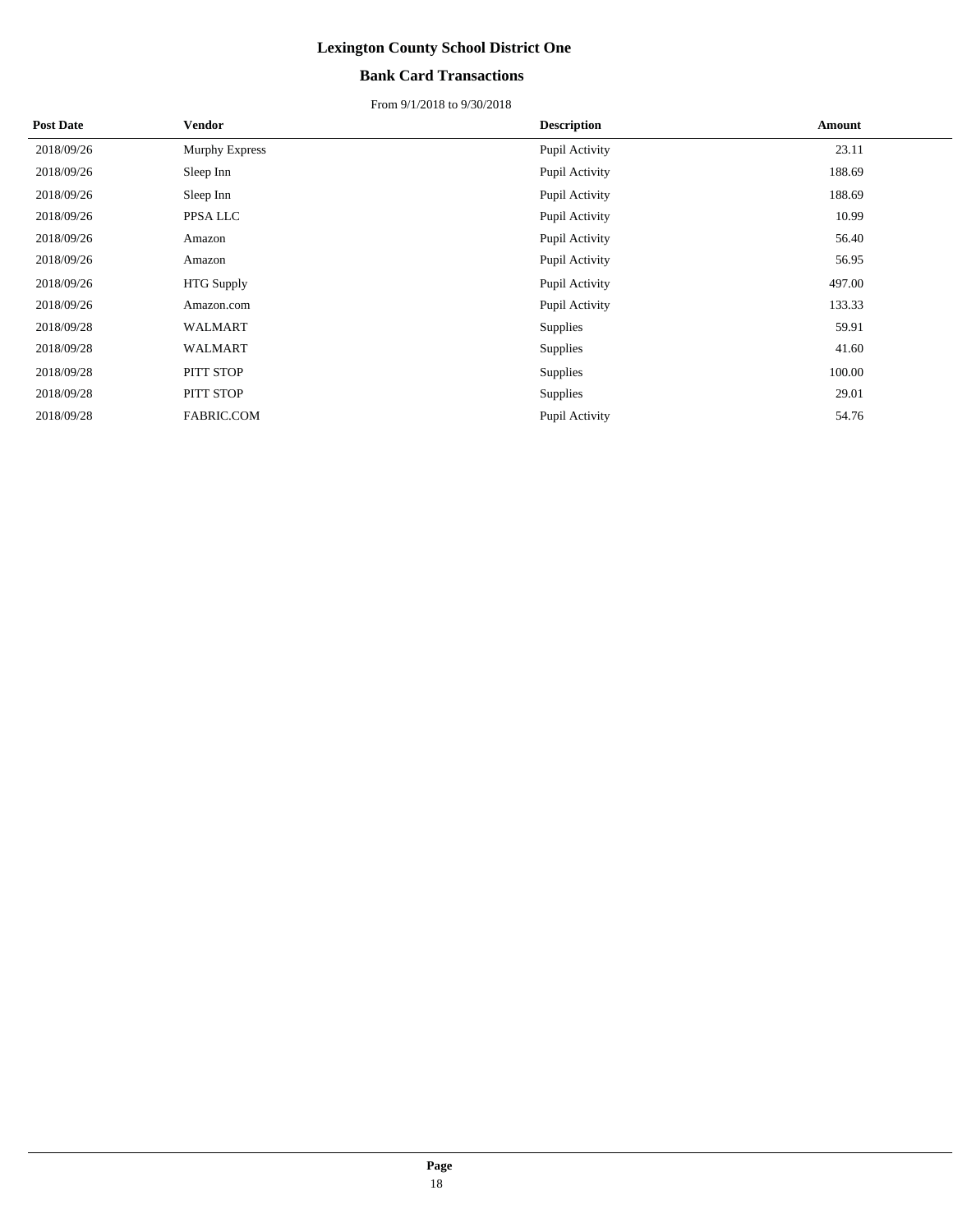# Lexington County School District One

## Bank Card Transactions

From 9/1/2018 to 9/30/2018

| Post Date | Vendor | Description | Amount |
|---|---|---|---|
| 2018/09/26 | Murphy Express | Pupil Activity | 23.11 |
| 2018/09/26 | Sleep Inn | Pupil Activity | 188.69 |
| 2018/09/26 | Sleep Inn | Pupil Activity | 188.69 |
| 2018/09/26 | PPSA LLC | Pupil Activity | 10.99 |
| 2018/09/26 | Amazon | Pupil Activity | 56.40 |
| 2018/09/26 | Amazon | Pupil Activity | 56.95 |
| 2018/09/26 | HTG Supply | Pupil Activity | 497.00 |
| 2018/09/26 | Amazon.com | Pupil Activity | 133.33 |
| 2018/09/28 | WALMART | Supplies | 59.91 |
| 2018/09/28 | WALMART | Supplies | 41.60 |
| 2018/09/28 | PITT STOP | Supplies | 100.00 |
| 2018/09/28 | PITT STOP | Supplies | 29.01 |
| 2018/09/28 | FABRIC.COM | Pupil Activity | 54.76 |